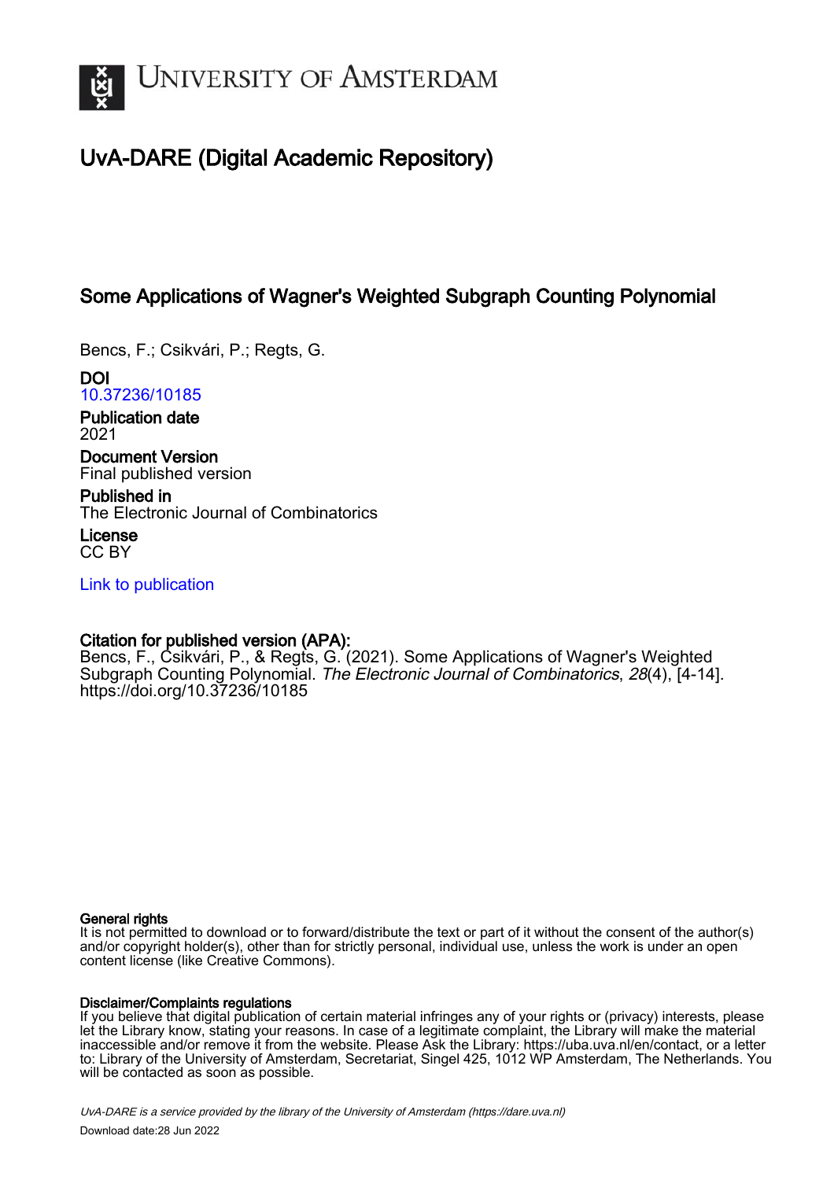# UvA-DARE (Digital Academic Repository)

## Some Applications of Wagner's Weighted Subgraph Counting Polynomial

Bencs, F.; Csikvári, P.; Regts, G.

**DOI**
10.37236/10185

**Publication date**
2021

**Document Version**
Final published version

**Published in**
The Electronic Journal of Combinatorics

**License**
CC BY

Link to publication

**Citation for published version (APA):**
Bencs, F., Csikvári, P., & Regts, G. (2021). Some Applications of Wagner's Weighted Subgraph Counting Polynomial. *The Electronic Journal of Combinatorics*, *28*(4), [4-14]. https://doi.org/10.37236/10185

**General rights**
It is not permitted to download or to forward/distribute the text or part of it without the consent of the author(s) and/or copyright holder(s), other than for strictly personal, individual use, unless the work is under an open content license (like Creative Commons).

**Disclaimer/Complaints regulations**
If you believe that digital publication of certain material infringes any of your rights or (privacy) interests, please let the Library know, stating your reasons. In case of a legitimate complaint, the Library will make the material inaccessible and/or remove it from the website. Please Ask the Library: https://uba.uva.nl/en/contact, or a letter to: Library of the University of Amsterdam, Secretariat, Singel 425, 1012 WP Amsterdam, The Netherlands. You will be contacted as soon as possible.

UvA-DARE is a service provided by the library of the University of Amsterdam (https://dare.uva.nl)

Download date:28 Jun 2022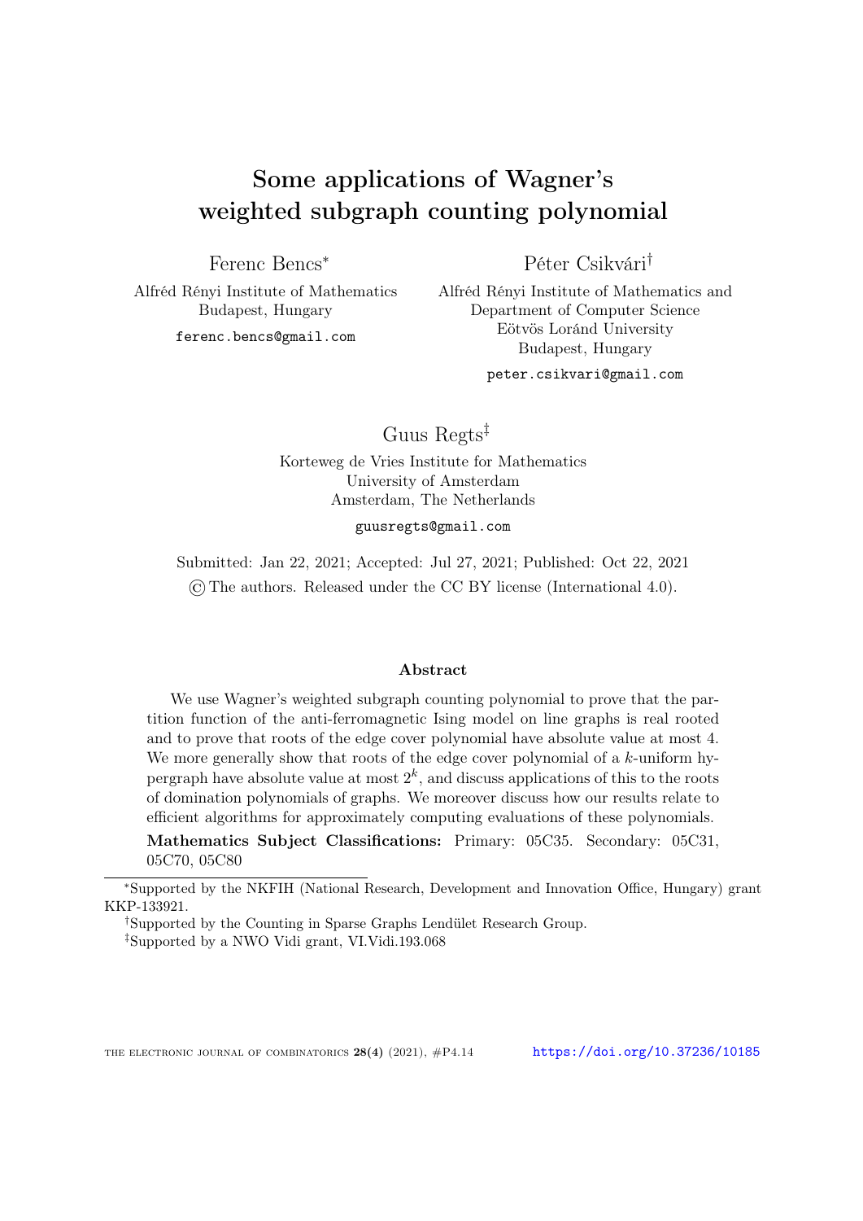# Some applications of Wagner's weighted subgraph counting polynomial

Ferenc Bencs[*]

Alfréd Rényi Institute of Mathematics
Budapest, Hungary

ferenc.bencs@gmail.com

Péter Csikvári[†]

Alfréd Rényi Institute of Mathematics and
Department of Computer Science
Eötvös Loránd University
Budapest, Hungary

peter.csikvari@gmail.com

Guus Regts[‡]

Korteweg de Vries Institute for Mathematics
University of Amsterdam
Amsterdam, The Netherlands

guusregts@gmail.com

Submitted: Jan 22, 2021; Accepted: Jul 27, 2021; Published: Oct 22, 2021

© The authors. Released under the CC BY license (International 4.0).

## Abstract

We use Wagner's weighted subgraph counting polynomial to prove that the partition function of the anti-ferromagnetic Ising model on line graphs is real rooted and to prove that roots of the edge cover polynomial have absolute value at most 4. We more generally show that roots of the edge cover polynomial of a $k$-uniform hypergraph have absolute value at most $2^k$, and discuss applications of this to the roots of domination polynomials of graphs. We moreover discuss how our results relate to efficient algorithms for approximately computing evaluations of these polynomials.

**Mathematics Subject Classifications:** Primary: 05C35. Secondary: 05C31, 05C70, 05C80

---

[*]Supported by the NKFIH (National Research, Development and Innovation Office, Hungary) grant KKP-133921.

[†]Supported by the Counting in Sparse Graphs Lendület Research Group.

[‡]Supported by a NWO Vidi grant, VI.Vidi.193.068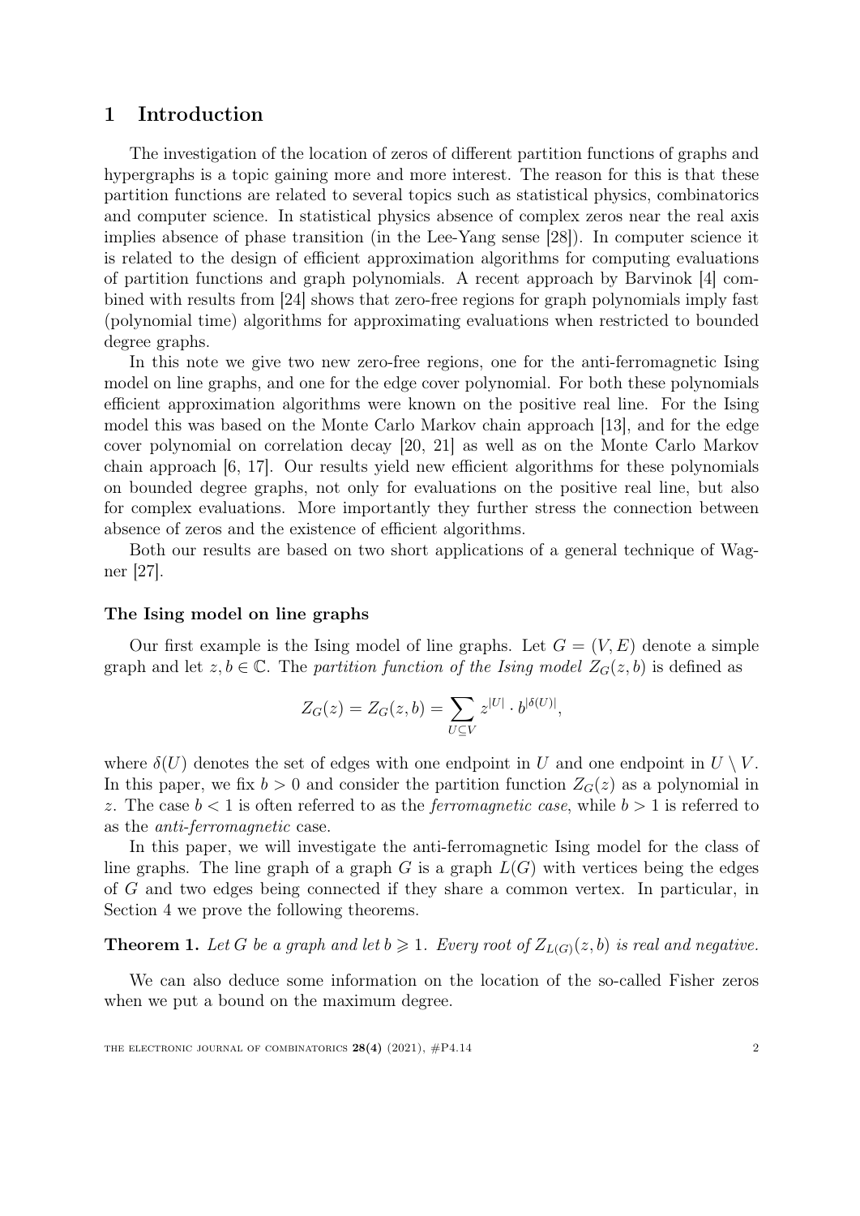## 1 Introduction

The investigation of the location of zeros of different partition functions of graphs and hypergraphs is a topic gaining more and more interest. The reason for this is that these partition functions are related to several topics such as statistical physics, combinatorics and computer science. In statistical physics absence of complex zeros near the real axis implies absence of phase transition (in the Lee-Yang sense [28]). In computer science it is related to the design of efficient approximation algorithms for computing evaluations of partition functions and graph polynomials. A recent approach by Barvinok [4] combined with results from [24] shows that zero-free regions for graph polynomials imply fast (polynomial time) algorithms for approximating evaluations when restricted to bounded degree graphs.

In this note we give two new zero-free regions, one for the anti-ferromagnetic Ising model on line graphs, and one for the edge cover polynomial. For both these polynomials efficient approximation algorithms were known on the positive real line. For the Ising model this was based on the Monte Carlo Markov chain approach [13], and for the edge cover polynomial on correlation decay [20, 21] as well as on the Monte Carlo Markov chain approach [6, 17]. Our results yield new efficient algorithms for these polynomials on bounded degree graphs, not only for evaluations on the positive real line, but also for complex evaluations. More importantly they further stress the connection between absence of zeros and the existence of efficient algorithms.

Both our results are based on two short applications of a general technique of Wagner [27].

### The Ising model on line graphs

Our first example is the Ising model of line graphs. Let $G = (V, E)$ denote a simple graph and let $z, b \in \mathbb{C}$. The *partition function of the Ising model* $Z_G(z, b)$ is defined as

$$Z_G(z) = Z_G(z, b) = \sum_{U \subseteq V} z^{|U|} \cdot b^{|\delta(U)|},$$

where $\delta(U)$ denotes the set of edges with one endpoint in $U$ and one endpoint in $U \setminus V$. In this paper, we fix $b > 0$ and consider the partition function $Z_G(z)$ as a polynomial in $z$. The case $b < 1$ is often referred to as the *ferromagnetic case*, while $b > 1$ is referred to as the *anti-ferromagnetic* case.

In this paper, we will investigate the anti-ferromagnetic Ising model for the class of line graphs. The line graph of a graph $G$ is a graph $L(G)$ with vertices being the edges of $G$ and two edges being connected if they share a common vertex. In particular, in Section 4 we prove the following theorems.

**Theorem 1.** *Let $G$ be a graph and let $b \geqslant 1$. Every root of $Z_{L(G)}(z, b)$ is real and negative.*

We can also deduce some information on the location of the so-called Fisher zeros when we put a bound on the maximum degree.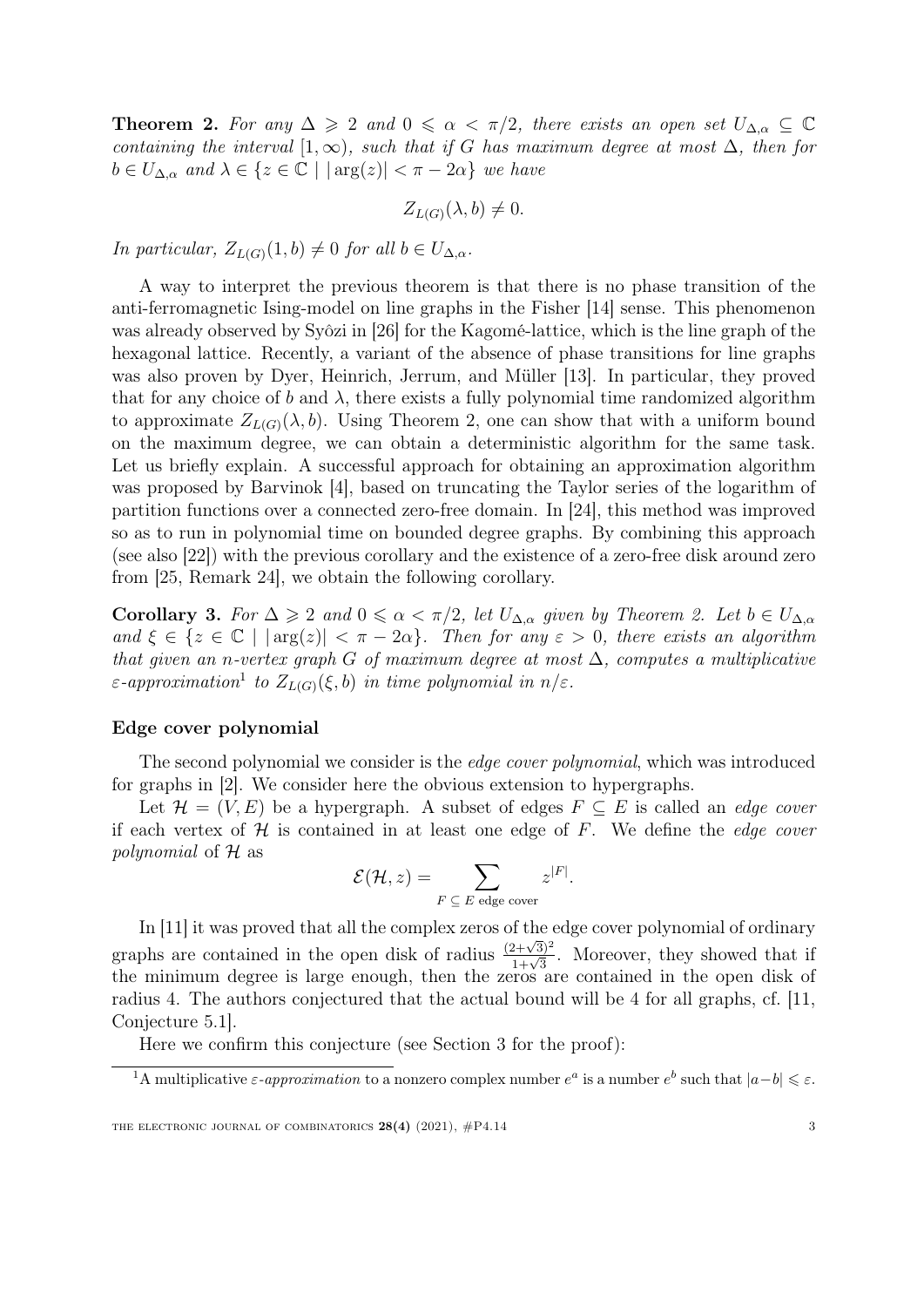**Theorem 2.** *For any $\Delta \geqslant 2$ and $0 \leqslant \alpha < \pi/2$, there exists an open set $U_{\Delta,\alpha} \subseteq \mathbb{C}$ containing the interval $[1, \infty)$, such that if $G$ has maximum degree at most $\Delta$, then for $b \in U_{\Delta,\alpha}$ and $\lambda \in \{z \in \mathbb{C} \mid |\arg(z)| < \pi - 2\alpha\}$ we have*

$$Z_{L(G)}(\lambda, b) \neq 0.$$

*In particular, $Z_{L(G)}(1, b) \neq 0$ for all $b \in U_{\Delta,\alpha}$.*

A way to interpret the previous theorem is that there is no phase transition of the anti-ferromagnetic Ising-model on line graphs in the Fisher [14] sense. This phenomenon was already observed by Syôzi in [26] for the Kagomé-lattice, which is the line graph of the hexagonal lattice. Recently, a variant of the absence of phase transitions for line graphs was also proven by Dyer, Heinrich, Jerrum, and Müller [13]. In particular, they proved that for any choice of $b$ and $\lambda$, there exists a fully polynomial time randomized algorithm to approximate $Z_{L(G)}(\lambda, b)$. Using Theorem 2, one can show that with a uniform bound on the maximum degree, we can obtain a deterministic algorithm for the same task. Let us briefly explain. A successful approach for obtaining an approximation algorithm was proposed by Barvinok [4], based on truncating the Taylor series of the logarithm of partition functions over a connected zero-free domain. In [24], this method was improved so as to run in polynomial time on bounded degree graphs. By combining this approach (see also [22]) with the previous corollary and the existence of a zero-free disk around zero from [25, Remark 24], we obtain the following corollary.

**Corollary 3.** *For $\Delta \geqslant 2$ and $0 \leqslant \alpha < \pi/2$, let $U_{\Delta,\alpha}$ given by Theorem 2. Let $b \in U_{\Delta,\alpha}$ and $\xi \in \{z \in \mathbb{C} \mid |\arg(z)| < \pi - 2\alpha\}$. Then for any $\varepsilon > 0$, there exists an algorithm that given an $n$-vertex graph $G$ of maximum degree at most $\Delta$, computes a multiplicative $\varepsilon$-approximation*[1] *to $Z_{L(G)}(\xi, b)$ in time polynomial in $n/\varepsilon$.*

### Edge cover polynomial

The second polynomial we consider is the *edge cover polynomial*, which was introduced for graphs in [2]. We consider here the obvious extension to hypergraphs.

Let $\mathcal{H} = (V, E)$ be a hypergraph. A subset of edges $F \subseteq E$ is called an *edge cover* if each vertex of $\mathcal{H}$ is contained in at least one edge of $F$. We define the *edge cover polynomial* of $\mathcal{H}$ as

$$\mathcal{E}(\mathcal{H}, z) = \sum_{F \subseteq E \text{ edge cover}} z^{|F|}.$$

In [11] it was proved that all the complex zeros of the edge cover polynomial of ordinary graphs are contained in the open disk of radius $\frac{(2+\sqrt{3})^2}{1+\sqrt{3}}$. Moreover, they showed that if the minimum degree is large enough, then the zeros are contained in the open disk of radius 4. The authors conjectured that the actual bound will be 4 for all graphs, cf. [11, Conjecture 5.1].

Here we confirm this conjecture (see Section 3 for the proof):

[1] A multiplicative $\varepsilon$-*approximation* to a nonzero complex number $e^a$ is a number $e^b$ such that $|a-b| \leqslant \varepsilon$.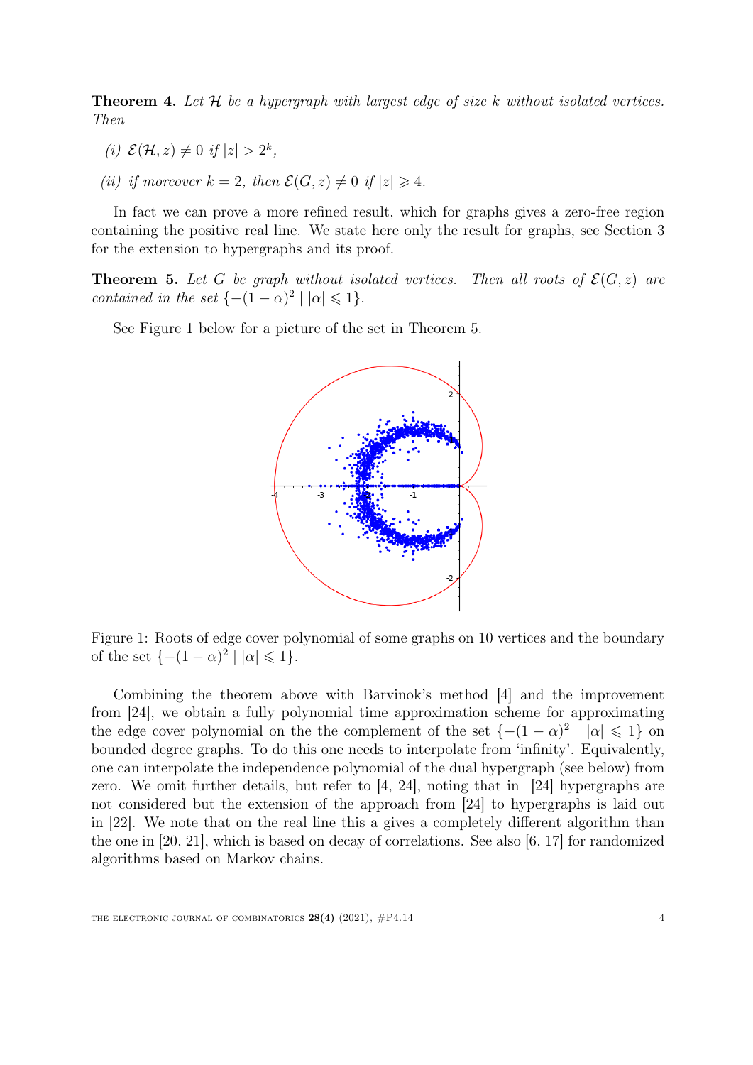**Theorem 4.** *Let $\mathcal{H}$ be a hypergraph with largest edge of size $k$ without isolated vertices. Then*

*(i) $\mathcal{E}(\mathcal{H}, z) \neq 0$ if $|z| > 2^k$,*

*(ii) if moreover $k = 2$, then $\mathcal{E}(G, z) \neq 0$ if $|z| \geqslant 4$.*

In fact we can prove a more refined result, which for graphs gives a zero-free region containing the positive real line. We state here only the result for graphs, see Section 3 for the extension to hypergraphs and its proof.

**Theorem 5.** *Let $G$ be graph without isolated vertices. Then all roots of $\mathcal{E}(G, z)$ are contained in the set $\{-(1-\alpha)^2 \mid |\alpha| \leqslant 1\}$.*

See Figure 1 below for a picture of the set in Theorem 5.

Figure 1: Roots of edge cover polynomial of some graphs on 10 vertices and the boundary of the set $\{-(1-\alpha)^2 \mid |\alpha| \leqslant 1\}$.

Combining the theorem above with Barvinok's method [4] and the improvement from [24], we obtain a fully polynomial time approximation scheme for approximating the edge cover polynomial on the the complement of the set $\{-(1-\alpha)^2 \mid |\alpha| \leqslant 1\}$ on bounded degree graphs. To do this one needs to interpolate from 'infinity'. Equivalently, one can interpolate the independence polynomial of the dual hypergraph (see below) from zero. We omit further details, but refer to [4, 24], noting that in [24] hypergraphs are not considered but the extension of the approach from [24] to hypergraphs is laid out in [22]. We note that on the real line this a gives a completely different algorithm than the one in [20, 21], which is based on decay of correlations. See also [6, 17] for randomized algorithms based on Markov chains.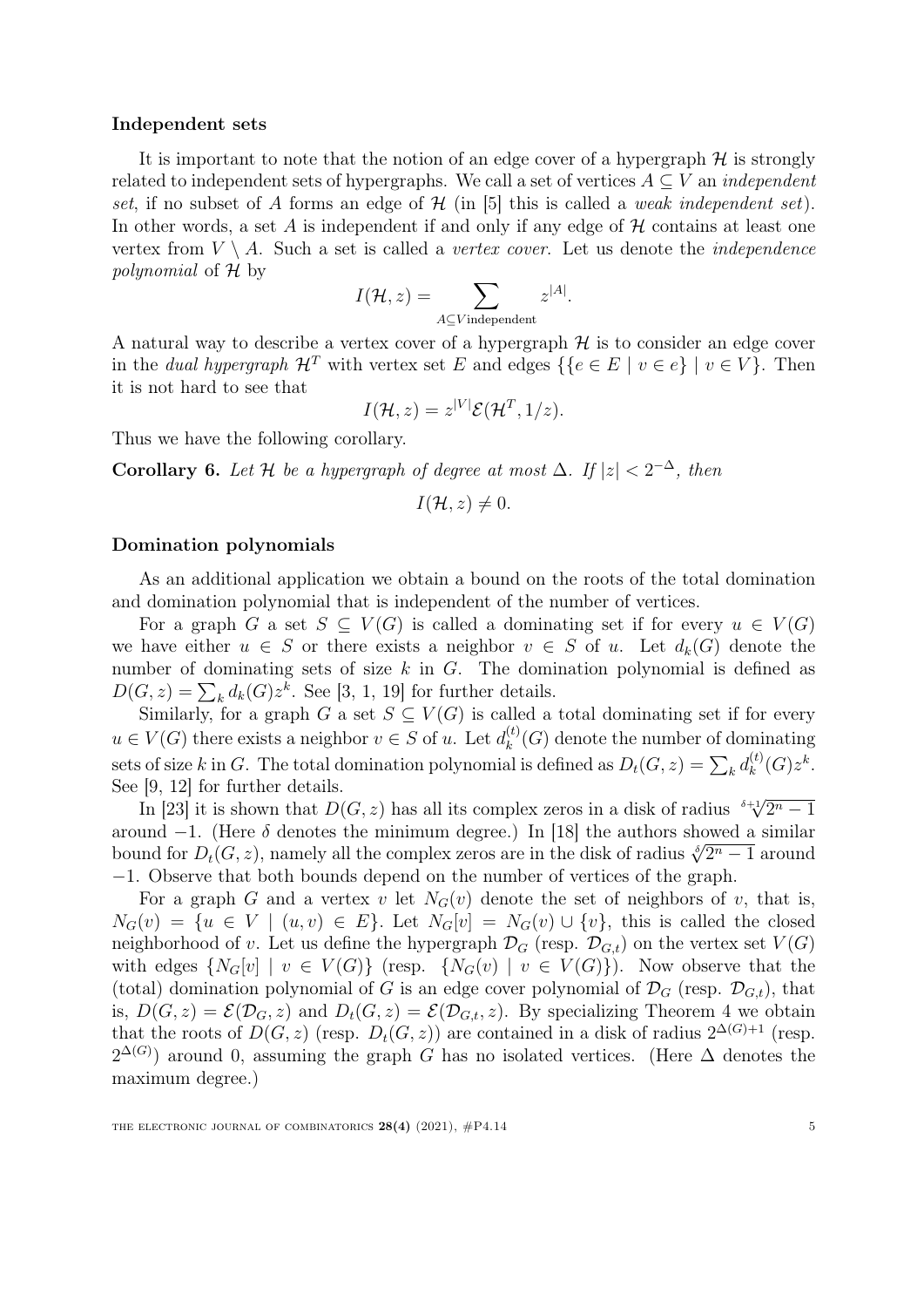**Independent sets**

It is important to note that the notion of an edge cover of a hypergraph $\mathcal{H}$ is strongly related to independent sets of hypergraphs. We call a set of vertices $A \subseteq V$ an *independent set*, if no subset of $A$ forms an edge of $\mathcal{H}$ (in [5] this is called a *weak independent set*). In other words, a set $A$ is independent if and only if any edge of $\mathcal{H}$ contains at least one vertex from $V \setminus A$. Such a set is called a *vertex cover*. Let us denote the *independence polynomial* of $\mathcal{H}$ by

$$I(\mathcal{H}, z) = \sum_{A \subseteq V \text{independent}} z^{|A|}.$$

A natural way to describe a vertex cover of a hypergraph $\mathcal{H}$ is to consider an edge cover in the *dual hypergraph* $\mathcal{H}^T$ with vertex set $E$ and edges $\{\{e \in E \mid v \in e\} \mid v \in V\}$. Then it is not hard to see that

$$I(\mathcal{H}, z) = z^{|V|}\mathcal{E}(\mathcal{H}^T, 1/z).$$

Thus we have the following corollary.

**Corollary 6.** *Let $\mathcal{H}$ be a hypergraph of degree at most $\Delta$. If $|z| < 2^{-\Delta}$, then*

$$I(\mathcal{H}, z) \neq 0.$$

**Domination polynomials**

As an additional application we obtain a bound on the roots of the total domination and domination polynomial that is independent of the number of vertices.

For a graph $G$ a set $S \subseteq V(G)$ is called a dominating set if for every $u \in V(G)$ we have either $u \in S$ or there exists a neighbor $v \in S$ of $u$. Let $d_k(G)$ denote the number of dominating sets of size $k$ in $G$. The domination polynomial is defined as $D(G, z) = \sum_k d_k(G)z^k$. See [3, 1, 19] for further details.

Similarly, for a graph $G$ a set $S \subseteq V(G)$ is called a total dominating set if for every $u \in V(G)$ there exists a neighbor $v \in S$ of $u$. Let $d_k^{(t)}(G)$ denote the number of dominating sets of size $k$ in $G$. The total domination polynomial is defined as $D_t(G, z) = \sum_k d_k^{(t)}(G)z^k$. See [9, 12] for further details.

In [23] it is shown that $D(G, z)$ has all its complex zeros in a disk of radius $\sqrt[\delta+1]{2^n - 1}$ around $-1$. (Here $\delta$ denotes the minimum degree.) In [18] the authors showed a similar bound for $D_t(G, z)$, namely all the complex zeros are in the disk of radius $\sqrt[\delta]{2^n - 1}$ around $-1$. Observe that both bounds depend on the number of vertices of the graph.

For a graph $G$ and a vertex $v$ let $N_G(v)$ denote the set of neighbors of $v$, that is, $N_G(v) = \{u \in V \mid (u, v) \in E\}$. Let $N_G[v] = N_G(v) \cup \{v\}$, this is called the closed neighborhood of $v$. Let us define the hypergraph $\mathcal{D}_G$ (resp. $\mathcal{D}_{G,t}$) on the vertex set $V(G)$ with edges $\{N_G[v] \mid v \in V(G)\}$ (resp. $\{N_G(v) \mid v \in V(G)\}$). Now observe that the (total) domination polynomial of $G$ is an edge cover polynomial of $\mathcal{D}_G$ (resp. $\mathcal{D}_{G,t}$), that is, $D(G, z) = \mathcal{E}(\mathcal{D}_G, z)$ and $D_t(G, z) = \mathcal{E}(\mathcal{D}_{G,t}, z)$. By specializing Theorem 4 we obtain that the roots of $D(G, z)$ (resp. $D_t(G, z)$) are contained in a disk of radius $2^{\Delta(G)+1}$ (resp. $2^{\Delta(G)}$) around 0, assuming the graph $G$ has no isolated vertices. (Here $\Delta$ denotes the maximum degree.)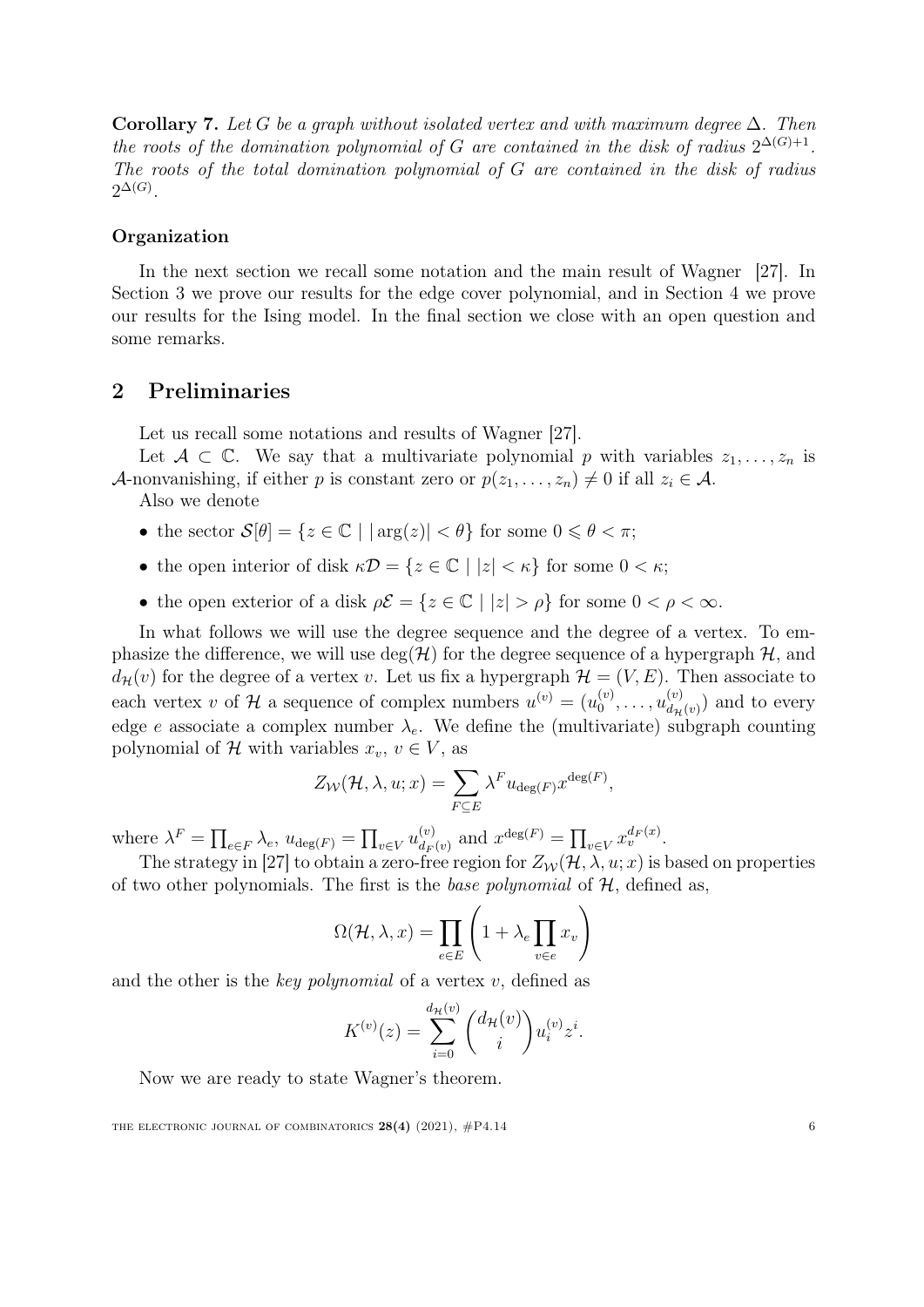**Corollary 7.** *Let $G$ be a graph without isolated vertex and with maximum degree $\Delta$. Then the roots of the domination polynomial of $G$ are contained in the disk of radius $2^{\Delta(G)+1}$. The roots of the total domination polynomial of $G$ are contained in the disk of radius $2^{\Delta(G)}$.*

### Organization

In the next section we recall some notation and the main result of Wagner [27]. In Section 3 we prove our results for the edge cover polynomial, and in Section 4 we prove our results for the Ising model. In the final section we close with an open question and some remarks.

## 2 Preliminaries

Let us recall some notations and results of Wagner [27].

Let $\mathcal{A} \subset \mathbb{C}$. We say that a multivariate polynomial $p$ with variables $z_1, \dots, z_n$ is $\mathcal{A}$-nonvanishing, if either $p$ is constant zero or $p(z_1, \dots, z_n) \neq 0$ if all $z_i \in \mathcal{A}$.

Also we denote

- the sector $\mathcal{S}[\theta] = \{z \in \mathbb{C} \mid |\arg(z)| < \theta\}$ for some $0 \leqslant \theta < \pi$;
- the open interior of disk $\kappa\mathcal{D} = \{z \in \mathbb{C} \mid |z| < \kappa\}$ for some $0 < \kappa$;
- the open exterior of a disk $\rho\mathcal{E} = \{z \in \mathbb{C} \mid |z| > \rho\}$ for some $0 < \rho < \infty$.

In what follows we will use the degree sequence and the degree of a vertex. To emphasize the difference, we will use $\deg(\mathcal{H})$ for the degree sequence of a hypergraph $\mathcal{H}$, and $d_{\mathcal{H}}(v)$ for the degree of a vertex $v$. Let us fix a hypergraph $\mathcal{H} = (V, E)$. Then associate to each vertex $v$ of $\mathcal{H}$ a sequence of complex numbers $u^{(v)} = (u_0^{(v)}, \dots, u_{d_{\mathcal{H}}(v)}^{(v)})$ and to every edge $e$ associate a complex number $\lambda_e$. We define the (multivariate) subgraph counting polynomial of $\mathcal{H}$ with variables $x_v$, $v \in V$, as

$$Z_{\mathcal{W}}(\mathcal{H}, \lambda, u; x) = \sum_{F \subseteq E} \lambda^F u_{\deg(F)} x^{\deg(F)},$$

where $\lambda^F = \prod_{e \in F} \lambda_e$, $u_{\deg(F)} = \prod_{v \in V} u_{d_F(v)}^{(v)}$ and $x^{\deg(F)} = \prod_{v \in V} x_v^{d_F(x)}$.

The strategy in [27] to obtain a zero-free region for $Z_{\mathcal{W}}(\mathcal{H}, \lambda, u; x)$ is based on properties of two other polynomials. The first is the *base polynomial* of $\mathcal{H}$, defined as,

$$\Omega(\mathcal{H}, \lambda, x) = \prod_{e \in E} \left(1 + \lambda_e \prod_{v \in e} x_v\right)$$

and the other is the *key polynomial* of a vertex $v$, defined as

$$K^{(v)}(z) = \sum_{i=0}^{d_{\mathcal{H}}(v)} \binom{d_{\mathcal{H}}(v)}{i} u_i^{(v)} z^i.$$

Now we are ready to state Wagner's theorem.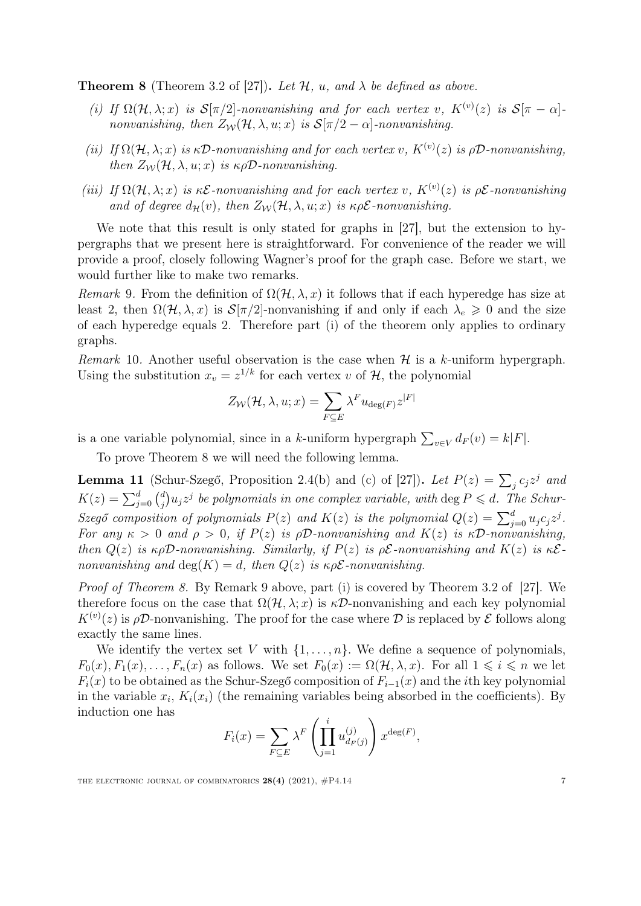**Theorem 8** (Theorem 3.2 of [27])**.** *Let $\mathcal{H}$, $u$, and $\lambda$ be defined as above.*

*(i) If $\Omega(\mathcal{H}, \lambda; x)$ is $\mathcal{S}[\pi/2]$-nonvanishing and for each vertex $v$, $K^{(v)}(z)$ is $\mathcal{S}[\pi - \alpha]$-nonvanishing, then $Z_{\mathcal{W}}(\mathcal{H}, \lambda, u; x)$ is $\mathcal{S}[\pi/2 - \alpha]$-nonvanishing.*

*(ii) If $\Omega(\mathcal{H}, \lambda; x)$ is $\kappa\mathcal{D}$-nonvanishing and for each vertex $v$, $K^{(v)}(z)$ is $\rho\mathcal{D}$-nonvanishing, then $Z_{\mathcal{W}}(\mathcal{H}, \lambda, u; x)$ is $\kappa\rho\mathcal{D}$-nonvanishing.*

*(iii) If $\Omega(\mathcal{H}, \lambda; x)$ is $\kappa\mathcal{E}$-nonvanishing and for each vertex $v$, $K^{(v)}(z)$ is $\rho\mathcal{E}$-nonvanishing and of degree $d_{\mathcal{H}}(v)$, then $Z_{\mathcal{W}}(\mathcal{H}, \lambda, u; x)$ is $\kappa\rho\mathcal{E}$-nonvanishing.*

We note that this result is only stated for graphs in [27], but the extension to hypergraphs that we present here is straightforward. For convenience of the reader we will provide a proof, closely following Wagner's proof for the graph case. Before we start, we would further like to make two remarks.

*Remark* 9. From the definition of $\Omega(\mathcal{H}, \lambda, x)$ it follows that if each hyperedge has size at least 2, then $\Omega(\mathcal{H}, \lambda, x)$ is $\mathcal{S}[\pi/2]$-nonvanishing if and only if each $\lambda_e \geqslant 0$ and the size of each hyperedge equals 2. Therefore part (i) of the theorem only applies to ordinary graphs.

*Remark* 10. Another useful observation is the case when $\mathcal{H}$ is a $k$-uniform hypergraph. Using the substitution $x_v = z^{1/k}$ for each vertex $v$ of $\mathcal{H}$, the polynomial

$$Z_{\mathcal{W}}(\mathcal{H}, \lambda, u; x) = \sum_{F \subseteq E} \lambda^F u_{\deg(F)} z^{|F|}$$

is a one variable polynomial, since in a $k$-uniform hypergraph $\sum_{v \in V} d_F(v) = k|F|$.

To prove Theorem 8 we will need the following lemma.

**Lemma 11** (Schur-Szegő, Proposition 2.4(b) and (c) of [27])**.** *Let $P(z) = \sum_j c_j z^j$ and $K(z) = \sum_{j=0}^d \binom{d}{j} u_j z^j$ be polynomials in one complex variable, with $\deg P \leqslant d$. The Schur-Szegő composition of polynomials $P(z)$ and $K(z)$ is the polynomial $Q(z) = \sum_{j=0}^d u_j c_j z^j$. For any $\kappa > 0$ and $\rho > 0$, if $P(z)$ is $\rho\mathcal{D}$-nonvanishing and $K(z)$ is $\kappa\mathcal{D}$-nonvanishing, then $Q(z)$ is $\kappa\rho\mathcal{D}$-nonvanishing. Similarly, if $P(z)$ is $\rho\mathcal{E}$-nonvanishing and $K(z)$ is $\kappa\mathcal{E}$-nonvanishing and $\deg(K) = d$, then $Q(z)$ is $\kappa\rho\mathcal{E}$-nonvanishing.*

*Proof of Theorem 8.* By Remark 9 above, part (i) is covered by Theorem 3.2 of [27]. We therefore focus on the case that $\Omega(\mathcal{H}, \lambda; x)$ is $\kappa\mathcal{D}$-nonvanishing and each key polynomial $K^{(v)}(z)$ is $\rho\mathcal{D}$-nonvanishing. The proof for the case where $\mathcal{D}$ is replaced by $\mathcal{E}$ follows along exactly the same lines.

We identify the vertex set $V$ with $\{1, \ldots, n\}$. We define a sequence of polynomials, $F_0(x), F_1(x), \ldots, F_n(x)$ as follows. We set $F_0(x) := \Omega(\mathcal{H}, \lambda, x)$. For all $1 \leqslant i \leqslant n$ we let $F_i(x)$ to be obtained as the Schur-Szegő composition of $F_{i-1}(x)$ and the $i$th key polynomial in the variable $x_i$, $K_i(x_i)$ (the remaining variables being absorbed in the coefficients). By induction one has

$$F_i(x) = \sum_{F \subseteq E} \lambda^F \left( \prod_{j=1}^{i} u_{d_F(j)}^{(j)} \right) x^{\deg(F)},$$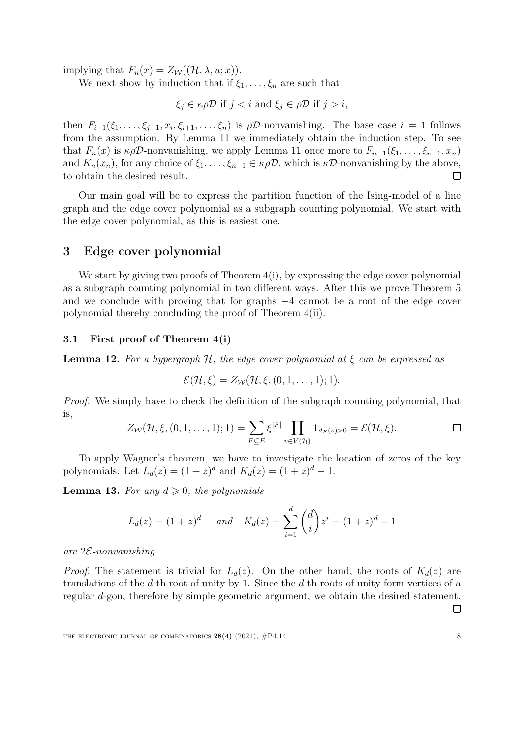implying that $F_n(x) = Z_{\mathcal{W}}((\mathcal{H}, \lambda, u; x))$.

We next show by induction that if $\xi_1, \ldots, \xi_n$ are such that

$$\xi_j \in \kappa\rho\mathcal{D} \text{ if } j < i \text{ and } \xi_j \in \rho\mathcal{D} \text{ if } j > i,$$

then $F_{i-1}(\xi_1, \ldots, \xi_{j-1}, x_i, \xi_{i+1}, \ldots, \xi_n)$ is $\rho\mathcal{D}$-nonvanishing. The base case $i = 1$ follows from the assumption. By Lemma 11 we immediately obtain the induction step. To see that $F_n(x)$ is $\kappa\rho\mathcal{D}$-nonvanishing, we apply Lemma 11 once more to $F_{n-1}(\xi_1, \ldots, \xi_{n-1}, x_n)$ and $K_n(x_n)$, for any choice of $\xi_1, \ldots, \xi_{n-1} \in \kappa\rho\mathcal{D}$, which is $\kappa\mathcal{D}$-nonvanishing by the above, to obtain the desired result. □

Our main goal will be to express the partition function of the Ising-model of a line graph and the edge cover polynomial as a subgraph counting polynomial. We start with the edge cover polynomial, as this is easiest one.

## 3 Edge cover polynomial

We start by giving two proofs of Theorem 4(i), by expressing the edge cover polynomial as a subgraph counting polynomial in two different ways. After this we prove Theorem 5 and we conclude with proving that for graphs $-4$ cannot be a root of the edge cover polynomial thereby concluding the proof of Theorem 4(ii).

### 3.1 First proof of Theorem 4(i)

**Lemma 12.** *For a hypergraph $\mathcal{H}$, the edge cover polynomial at $\xi$ can be expressed as*

$$\mathcal{E}(\mathcal{H}, \xi) = Z_{\mathcal{W}}(\mathcal{H}, \xi, (0, 1, \ldots, 1); 1).$$

*Proof.* We simply have to check the definition of the subgraph counting polynomial, that is,

$$Z_{\mathcal{W}}(\mathcal{H}, \xi, (0, 1, \ldots, 1); 1) = \sum_{F \subseteq E} \xi^{|F|} \prod_{v \in V(\mathcal{H})} \mathbf{1}_{d_F(v) > 0} = \mathcal{E}(\mathcal{H}, \xi).$$ □

To apply Wagner's theorem, we have to investigate the location of zeros of the key polynomials. Let $L_d(z) = (1+z)^d$ and $K_d(z) = (1+z)^d - 1$.

**Lemma 13.** *For any $d \geqslant 0$, the polynomials*

$$L_d(z) = (1+z)^d \quad \text{ and } \quad K_d(z) = \sum_{i=1}^{d} \binom{d}{i} z^i = (1+z)^d - 1$$

*are $2\mathcal{E}$-nonvanishing.*

*Proof.* The statement is trivial for $L_d(z)$. On the other hand, the roots of $K_d(z)$ are translations of the $d$-th root of unity by 1. Since the $d$-th roots of unity form vertices of a regular $d$-gon, therefore by simple geometric argument, we obtain the desired statement. □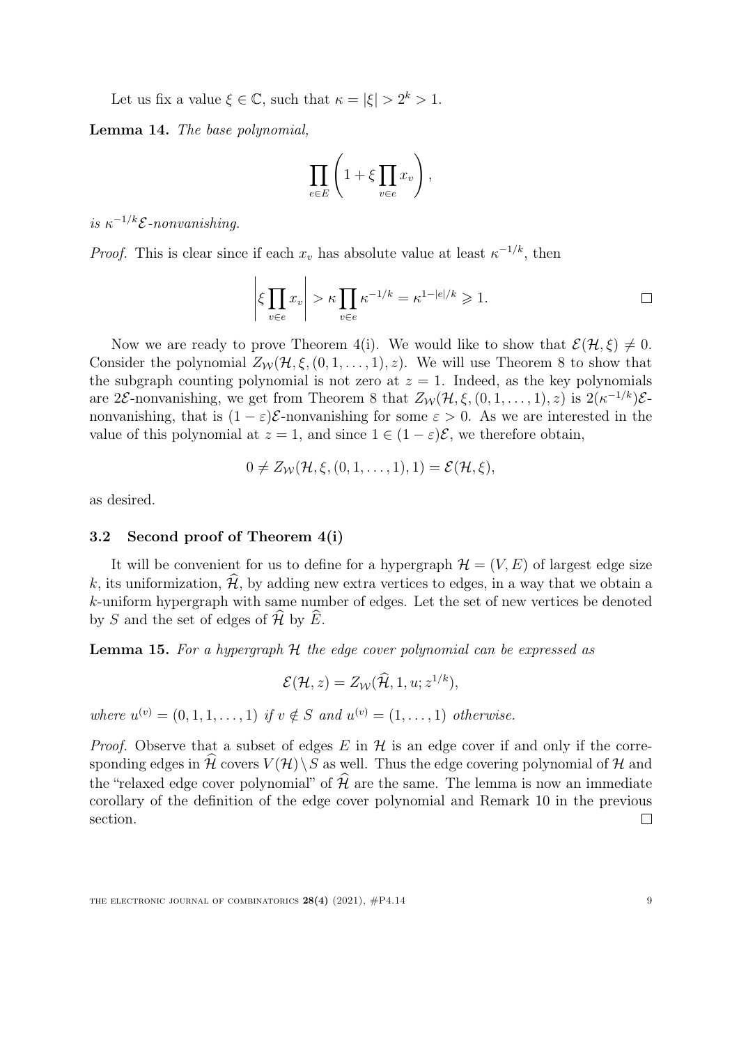Let us fix a value $\xi \in \mathbb{C}$, such that $\kappa = |\xi| > 2^k > 1$.

**Lemma 14.** *The base polynomial,*

$$\prod_{e \in E} \left( 1 + \xi \prod_{v \in e} x_v \right),$$

*is $\kappa^{-1/k}\mathcal{E}$-nonvanishing.*

*Proof.* This is clear since if each $x_v$ has absolute value at least $\kappa^{-1/k}$, then

$$\left| \xi \prod_{v \in e} x_v \right| > \kappa \prod_{v \in e} \kappa^{-1/k} = \kappa^{1-|e|/k} \geqslant 1. \qquad \square$$

Now we are ready to prove Theorem 4(i). We would like to show that $\mathcal{E}(\mathcal{H}, \xi) \neq 0$. Consider the polynomial $Z_{\mathcal{W}}(\mathcal{H}, \xi, (0, 1, \ldots, 1), z)$. We will use Theorem 8 to show that the subgraph counting polynomial is not zero at $z = 1$. Indeed, as the key polynomials are $2\mathcal{E}$-nonvanishing, we get from Theorem 8 that $Z_{\mathcal{W}}(\mathcal{H}, \xi, (0, 1, \ldots, 1), z)$ is $2(\kappa^{-1/k})\mathcal{E}$-nonvanishing, that is $(1 - \varepsilon)\mathcal{E}$-nonvanishing for some $\varepsilon > 0$. As we are interested in the value of this polynomial at $z = 1$, and since $1 \in (1 - \varepsilon)\mathcal{E}$, we therefore obtain,

$$0 \neq Z_{\mathcal{W}}(\mathcal{H}, \xi, (0, 1, \ldots, 1), 1) = \mathcal{E}(\mathcal{H}, \xi),$$

as desired.

### 3.2 Second proof of Theorem 4(i)

It will be convenient for us to define for a hypergraph $\mathcal{H} = (V, E)$ of largest edge size $k$, its uniformization, $\widehat{\mathcal{H}}$, by adding new extra vertices to edges, in a way that we obtain a $k$-uniform hypergraph with same number of edges. Let the set of new vertices be denoted by $S$ and the set of edges of $\widehat{\mathcal{H}}$ by $\widehat{E}$.

**Lemma 15.** *For a hypergraph $\mathcal{H}$ the edge cover polynomial can be expressed as*

$$\mathcal{E}(\mathcal{H}, z) = Z_{\mathcal{W}}(\widehat{\mathcal{H}}, 1, u; z^{1/k}),$$

*where $u^{(v)} = (0, 1, 1, \ldots, 1)$ if $v \notin S$ and $u^{(v)} = (1, \ldots, 1)$ otherwise.*

*Proof.* Observe that a subset of edges $E$ in $\mathcal{H}$ is an edge cover if and only if the corresponding edges in $\widehat{\mathcal{H}}$ covers $V(\mathcal{H}) \setminus S$ as well. Thus the edge covering polynomial of $\mathcal{H}$ and the "relaxed edge cover polynomial" of $\widehat{\mathcal{H}}$ are the same. The lemma is now an immediate corollary of the definition of the edge cover polynomial and Remark 10 in the previous section. $\square$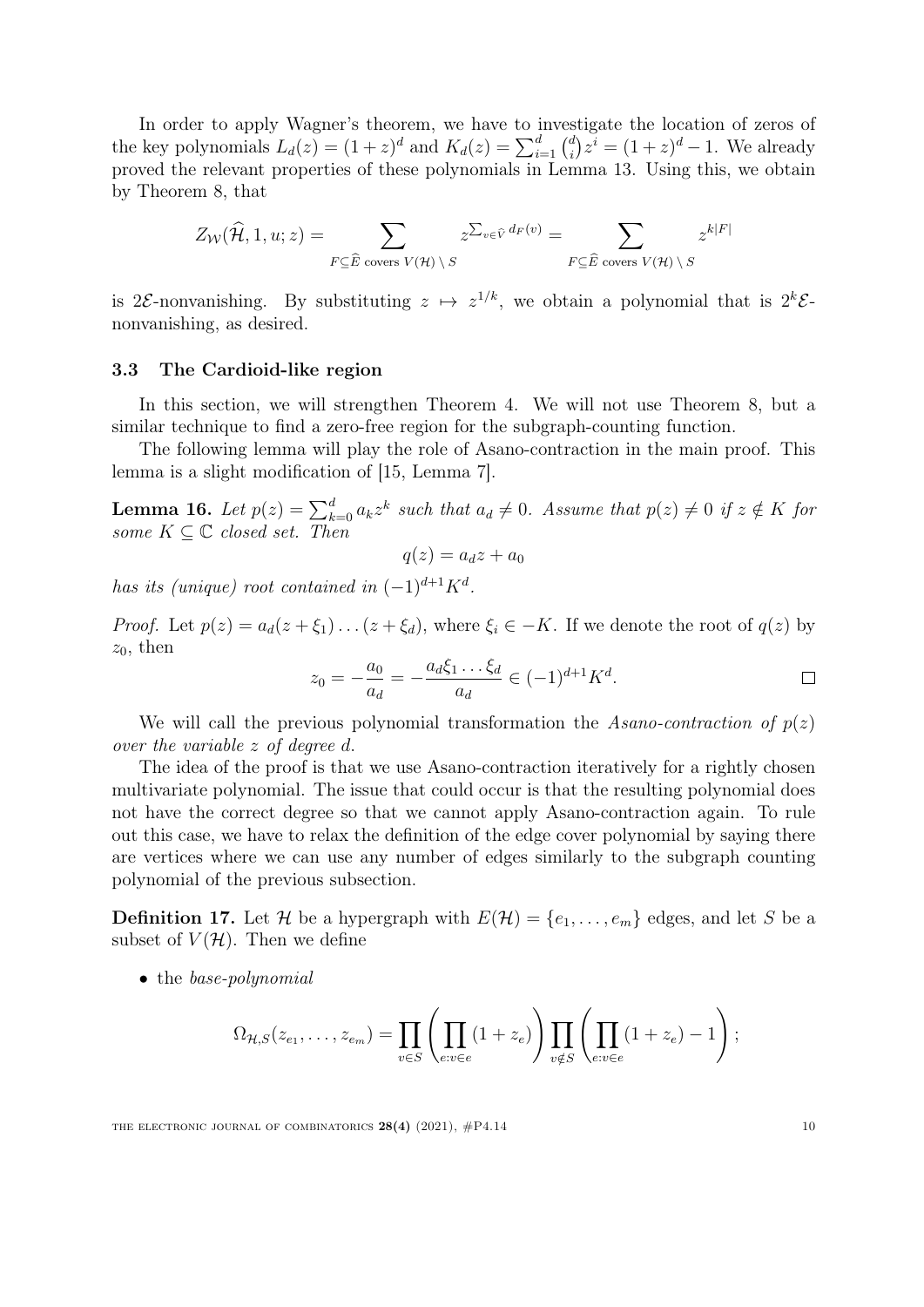In order to apply Wagner's theorem, we have to investigate the location of zeros of the key polynomials $L_d(z) = (1+z)^d$ and $K_d(z) = \sum_{i=1}^{d} \binom{d}{i} z^i = (1+z)^d - 1$. We already proved the relevant properties of these polynomials in Lemma 13. Using this, we obtain by Theorem 8, that

$$Z_{\mathcal{W}}(\widehat{\mathcal{H}}, 1, u; z) = \sum_{F \subseteq \widehat{E} \text{ covers } V(\mathcal{H}) \setminus S} z^{\sum_{v \in \widehat{V}} d_F(v)} = \sum_{F \subseteq \widehat{E} \text{ covers } V(\mathcal{H}) \setminus S} z^{k|F|}$$

is $2\mathcal{E}$-nonvanishing. By substituting $z \mapsto z^{1/k}$, we obtain a polynomial that is $2^k\mathcal{E}$-nonvanishing, as desired.

### 3.3 The Cardioid-like region

In this section, we will strengthen Theorem 4. We will not use Theorem 8, but a similar technique to find a zero-free region for the subgraph-counting function.

The following lemma will play the role of Asano-contraction in the main proof. This lemma is a slight modification of [15, Lemma 7].

**Lemma 16.** *Let $p(z) = \sum_{k=0}^{d} a_k z^k$ such that $a_d \neq 0$. Assume that $p(z) \neq 0$ if $z \notin K$ for some $K \subseteq \mathbb{C}$ closed set. Then*

$$q(z) = a_d z + a_0$$

*has its (unique) root contained in $(-1)^{d+1} K^d$.*

*Proof.* Let $p(z) = a_d(z + \xi_1) \dots (z + \xi_d)$, where $\xi_i \in -K$. If we denote the root of $q(z)$ by $z_0$, then

$$z_0 = -\frac{a_0}{a_d} = -\frac{a_d \xi_1 \dots \xi_d}{a_d} \in (-1)^{d+1} K^d. \qquad \square$$

We will call the previous polynomial transformation the *Asano-contraction of $p(z)$ over the variable $z$ of degree $d$.*

The idea of the proof is that we use Asano-contraction iteratively for a rightly chosen multivariate polynomial. The issue that could occur is that the resulting polynomial does not have the correct degree so that we cannot apply Asano-contraction again. To rule out this case, we have to relax the definition of the edge cover polynomial by saying there are vertices where we can use any number of edges similarly to the subgraph counting polynomial of the previous subsection.

**Definition 17.** Let $\mathcal{H}$ be a hypergraph with $E(\mathcal{H}) = \{e_1, \dots, e_m\}$ edges, and let $S$ be a subset of $V(\mathcal{H})$. Then we define

- the *base-polynomial*

$$\Omega_{\mathcal{H},S}(z_{e_1}, \dots, z_{e_m}) = \prod_{v \in S} \left( \prod_{e: v \in e} (1 + z_e) \right) \prod_{v \notin S} \left( \prod_{e: v \in e} (1 + z_e) - 1 \right);$$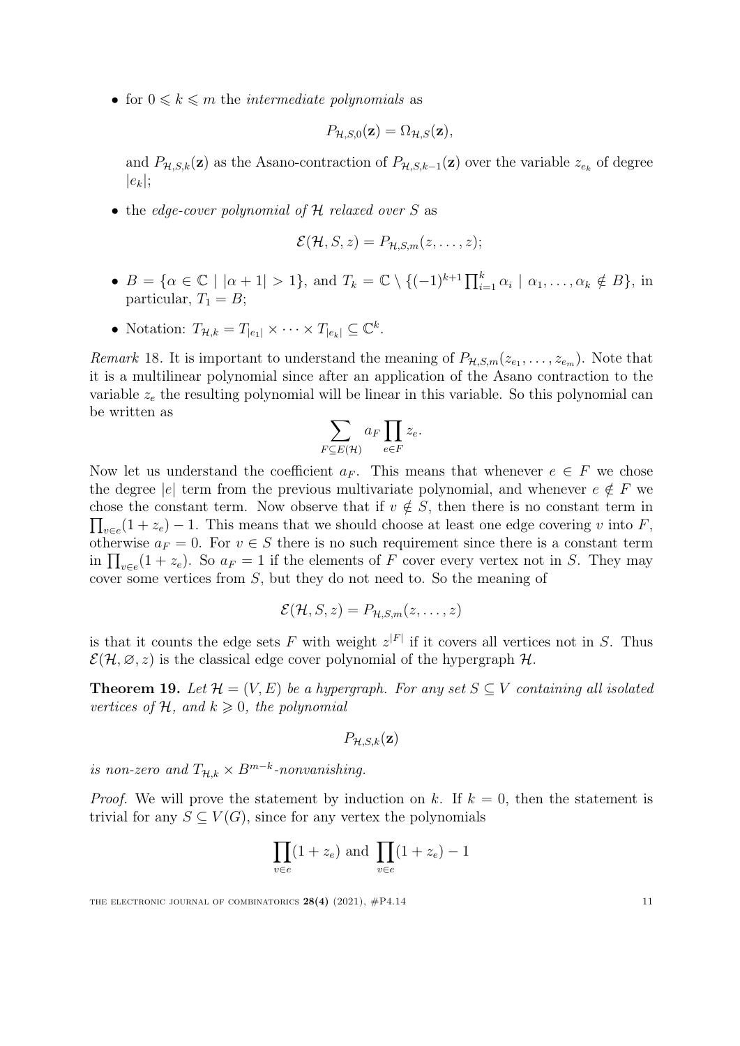- for $0 \leqslant k \leqslant m$ the *intermediate polynomials* as

$$P_{\mathcal{H},S,0}(\mathbf{z}) = \Omega_{\mathcal{H},S}(\mathbf{z}),$$

  and $P_{\mathcal{H},S,k}(\mathbf{z})$ as the Asano-contraction of $P_{\mathcal{H},S,k-1}(\mathbf{z})$ over the variable $z_{e_k}$ of degree $|e_k|$;

- the *edge-cover polynomial of $\mathcal{H}$ relaxed over $S$* as

$$\mathcal{E}(\mathcal{H}, S, z) = P_{\mathcal{H},S,m}(z, \dots, z);$$

- $B = \{\alpha \in \mathbb{C} \mid |\alpha + 1| > 1\}$, and $T_k = \mathbb{C} \setminus \{(-1)^{k+1} \prod_{i=1}^{k} \alpha_i \mid \alpha_1, \dots, \alpha_k \notin B\}$, in particular, $T_1 = B$;

- Notation: $T_{\mathcal{H},k} = T_{|e_1|} \times \cdots \times T_{|e_k|} \subseteq \mathbb{C}^k$.

*Remark* 18. It is important to understand the meaning of $P_{\mathcal{H},S,m}(z_{e_1}, \dots, z_{e_m})$. Note that it is a multilinear polynomial since after an application of the Asano contraction to the variable $z_e$ the resulting polynomial will be linear in this variable. So this polynomial can be written as

$$\sum_{F \subseteq E(\mathcal{H})} a_F \prod_{e \in F} z_e.$$

Now let us understand the coefficient $a_F$. This means that whenever $e \in F$ we chose the degree $|e|$ term from the previous multivariate polynomial, and whenever $e \notin F$ we chose the constant term. Now observe that if $v \notin S$, then there is no constant term in $\prod_{v \in e}(1 + z_e) - 1$. This means that we should choose at least one edge covering $v$ into $F$, otherwise $a_F = 0$. For $v \in S$ there is no such requirement since there is a constant term in $\prod_{v \in e}(1 + z_e)$. So $a_F = 1$ if the elements of $F$ cover every vertex not in $S$. They may cover some vertices from $S$, but they do not need to. So the meaning of

$$\mathcal{E}(\mathcal{H}, S, z) = P_{\mathcal{H},S,m}(z, \dots, z)$$

is that it counts the edge sets $F$ with weight $z^{|F|}$ if it covers all vertices not in $S$. Thus $\mathcal{E}(\mathcal{H}, \varnothing, z)$ is the classical edge cover polynomial of the hypergraph $\mathcal{H}$.

**Theorem 19.** *Let $\mathcal{H} = (V, E)$ be a hypergraph. For any set $S \subseteq V$ containing all isolated vertices of $\mathcal{H}$, and $k \geqslant 0$, the polynomial*

$$P_{\mathcal{H},S,k}(\mathbf{z})$$

*is non-zero and $T_{\mathcal{H},k} \times B^{m-k}$-nonvanishing.*

*Proof.* We will prove the statement by induction on $k$. If $k = 0$, then the statement is trivial for any $S \subseteq V(G)$, since for any vertex the polynomials

$$\prod_{v \in e}(1 + z_e) \text{ and } \prod_{v \in e}(1 + z_e) - 1$$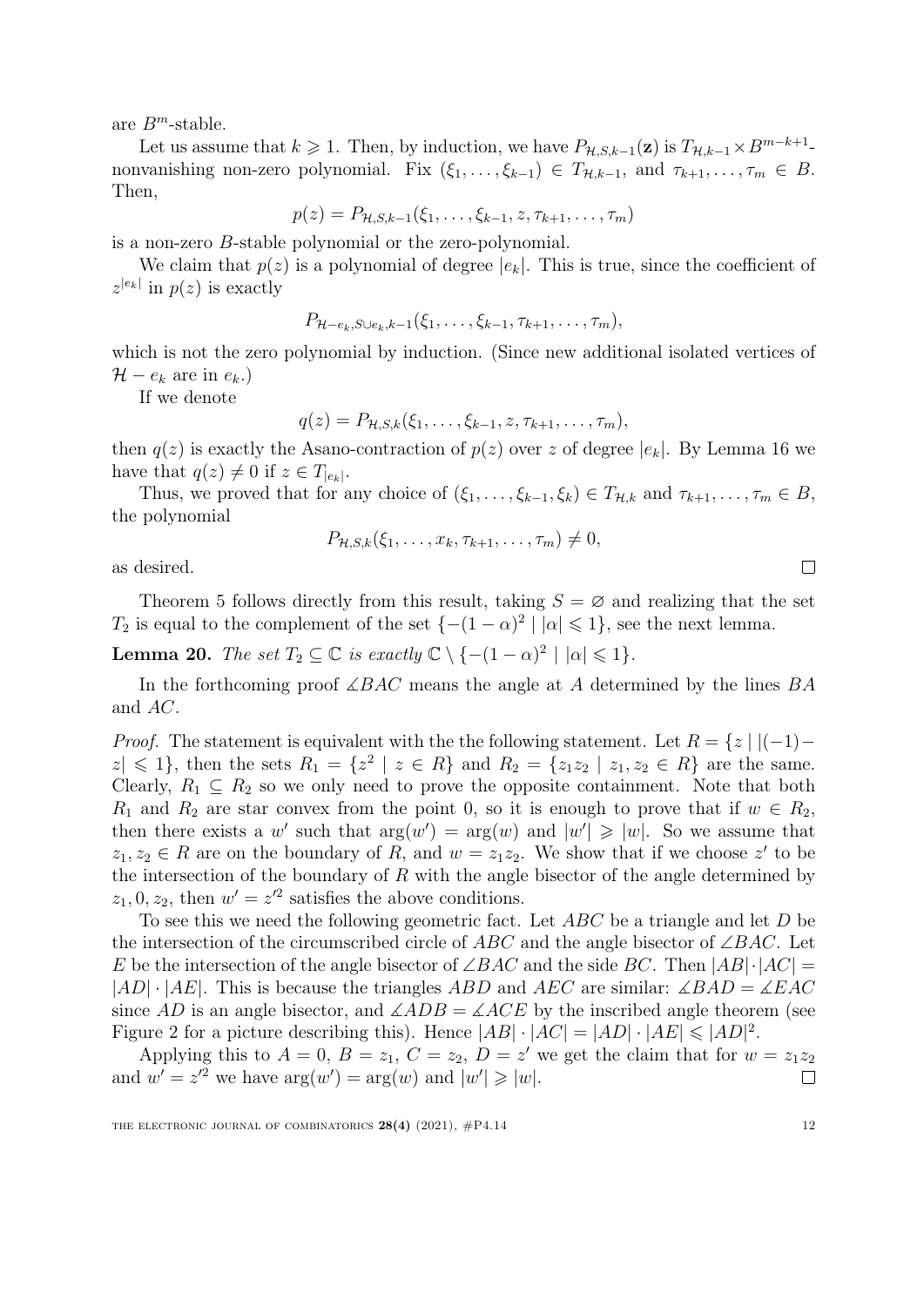are $B^m$-stable.

Let us assume that $k \geqslant 1$. Then, by induction, we have $P_{\mathcal{H},S,k-1}(\mathbf{z})$ is $T_{\mathcal{H},k-1} \times B^{m-k+1}$-nonvanishing non-zero polynomial. Fix $(\xi_1, \dots, \xi_{k-1}) \in T_{\mathcal{H},k-1}$, and $\tau_{k+1}, \dots, \tau_m \in B$. Then,

$$p(z) = P_{\mathcal{H},S,k-1}(\xi_1, \dots, \xi_{k-1}, z, \tau_{k+1}, \dots, \tau_m)$$

is a non-zero $B$-stable polynomial or the zero-polynomial.

We claim that $p(z)$ is a polynomial of degree $|e_k|$. This is true, since the coefficient of $z^{|e_k|}$ in $p(z)$ is exactly

$$P_{\mathcal{H}-e_k, S\cup e_k, k-1}(\xi_1, \dots, \xi_{k-1}, \tau_{k+1}, \dots, \tau_m),$$

which is not the zero polynomial by induction. (Since new additional isolated vertices of $\mathcal{H} - e_k$ are in $e_k$.)

If we denote

$$q(z) = P_{\mathcal{H},S,k}(\xi_1, \dots, \xi_{k-1}, z, \tau_{k+1}, \dots, \tau_m),$$

then $q(z)$ is exactly the Asano-contraction of $p(z)$ over $z$ of degree $|e_k|$. By Lemma 16 we have that $q(z) \neq 0$ if $z \in T_{|e_k|}$.

Thus, we proved that for any choice of $(\xi_1, \dots, \xi_{k-1}, \xi_k) \in T_{\mathcal{H},k}$ and $\tau_{k+1}, \dots, \tau_m \in B$, the polynomial

$$P_{\mathcal{H},S,k}(\xi_1, \dots, x_k, \tau_{k+1}, \dots, \tau_m) \neq 0,$$

as desired. $\square$

Theorem 5 follows directly from this result, taking $S = \varnothing$ and realizing that the set $T_2$ is equal to the complement of the set $\{-(1-\alpha)^2 \mid |\alpha| \leqslant 1\}$, see the next lemma.

**Lemma 20.** *The set $T_2 \subseteq \mathbb{C}$ is exactly $\mathbb{C} \setminus \{-(1-\alpha)^2 \mid |\alpha| \leqslant 1\}$.*

In the forthcoming proof $\measuredangle BAC$ means the angle at $A$ determined by the lines $BA$ and $AC$.

*Proof.* The statement is equivalent with the the following statement. Let $R = \{z \mid |(-1) - z| \leqslant 1\}$, then the sets $R_1 = \{z^2 \mid z \in R\}$ and $R_2 = \{z_1 z_2 \mid z_1, z_2 \in R\}$ are the same. Clearly, $R_1 \subseteq R_2$ so we only need to prove the opposite containment. Note that both $R_1$ and $R_2$ are star convex from the point 0, so it is enough to prove that if $w \in R_2$, then there exists a $w'$ such that $\arg(w') = \arg(w)$ and $|w'| \geqslant |w|$. So we assume that $z_1, z_2 \in R$ are on the boundary of $R$, and $w = z_1 z_2$. We show that if we choose $z'$ to be the intersection of the boundary of $R$ with the angle bisector of the angle determined by $z_1, 0, z_2$, then $w' = z'^2$ satisfies the above conditions.

To see this we need the following geometric fact. Let $ABC$ be a triangle and let $D$ be the intersection of the circumscribed circle of $ABC$ and the angle bisector of $\angle BAC$. Let $E$ be the intersection of the angle bisector of $\angle BAC$ and the side $BC$. Then $|AB| \cdot |AC| = |AD| \cdot |AE|$. This is because the triangles $ABD$ and $AEC$ are similar: $\measuredangle BAD = \measuredangle EAC$ since $AD$ is an angle bisector, and $\measuredangle ADB = \measuredangle ACE$ by the inscribed angle theorem (see Figure 2 for a picture describing this). Hence $|AB| \cdot |AC| = |AD| \cdot |AE| \leqslant |AD|^2$.

Applying this to $A = 0$, $B = z_1$, $C = z_2$, $D = z'$ we get the claim that for $w = z_1 z_2$ and $w' = z'^2$ we have $\arg(w') = \arg(w)$ and $|w'| \geqslant |w|$. $\square$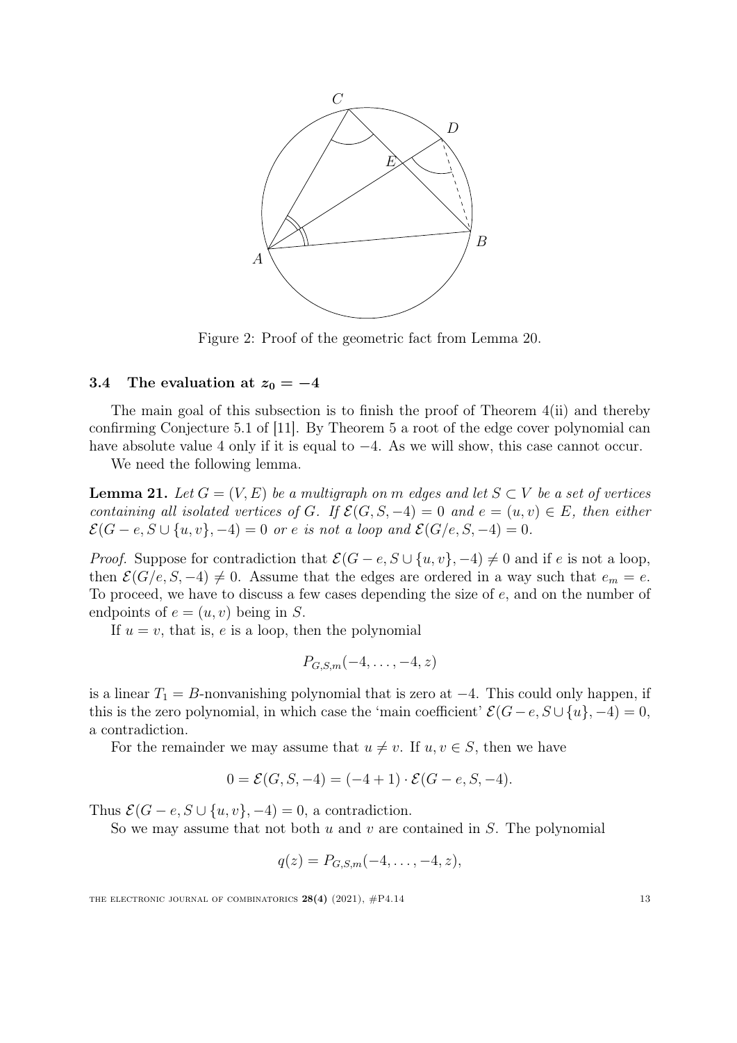Figure 2: Proof of the geometric fact from Lemma 20.

### 3.4 The evaluation at $z_0 = -4$

The main goal of this subsection is to finish the proof of Theorem 4(ii) and thereby confirming Conjecture 5.1 of [11]. By Theorem 5 a root of the edge cover polynomial can have absolute value 4 only if it is equal to $-4$. As we will show, this case cannot occur.

We need the following lemma.

**Lemma 21.** *Let $G = (V, E)$ be a multigraph on $m$ edges and let $S \subset V$ be a set of vertices containing all isolated vertices of $G$. If $\mathcal{E}(G, S, -4) = 0$ and $e = (u, v) \in E$, then either $\mathcal{E}(G - e, S \cup \{u, v\}, -4) = 0$ or $e$ is not a loop and $\mathcal{E}(G/e, S, -4) = 0$.*

*Proof.* Suppose for contradiction that $\mathcal{E}(G - e, S \cup \{u, v\}, -4) \neq 0$ and if $e$ is not a loop, then $\mathcal{E}(G/e, S, -4) \neq 0$. Assume that the edges are ordered in a way such that $e_m = e$. To proceed, we have to discuss a few cases depending the size of $e$, and on the number of endpoints of $e = (u, v)$ being in $S$.

If $u = v$, that is, $e$ is a loop, then the polynomial

$$P_{G,S,m}(-4, \ldots, -4, z)$$

is a linear $T_1 = B$-nonvanishing polynomial that is zero at $-4$. This could only happen, if this is the zero polynomial, in which case the 'main coefficient' $\mathcal{E}(G - e, S \cup \{u\}, -4) = 0$, a contradiction.

For the remainder we may assume that $u \neq v$. If $u, v \in S$, then we have

$$0 = \mathcal{E}(G, S, -4) = (-4 + 1) \cdot \mathcal{E}(G - e, S, -4).$$

Thus $\mathcal{E}(G - e, S \cup \{u, v\}, -4) = 0$, a contradiction.

So we may assume that not both $u$ and $v$ are contained in $S$. The polynomial

$$q(z) = P_{G,S,m}(-4, \ldots, -4, z),$$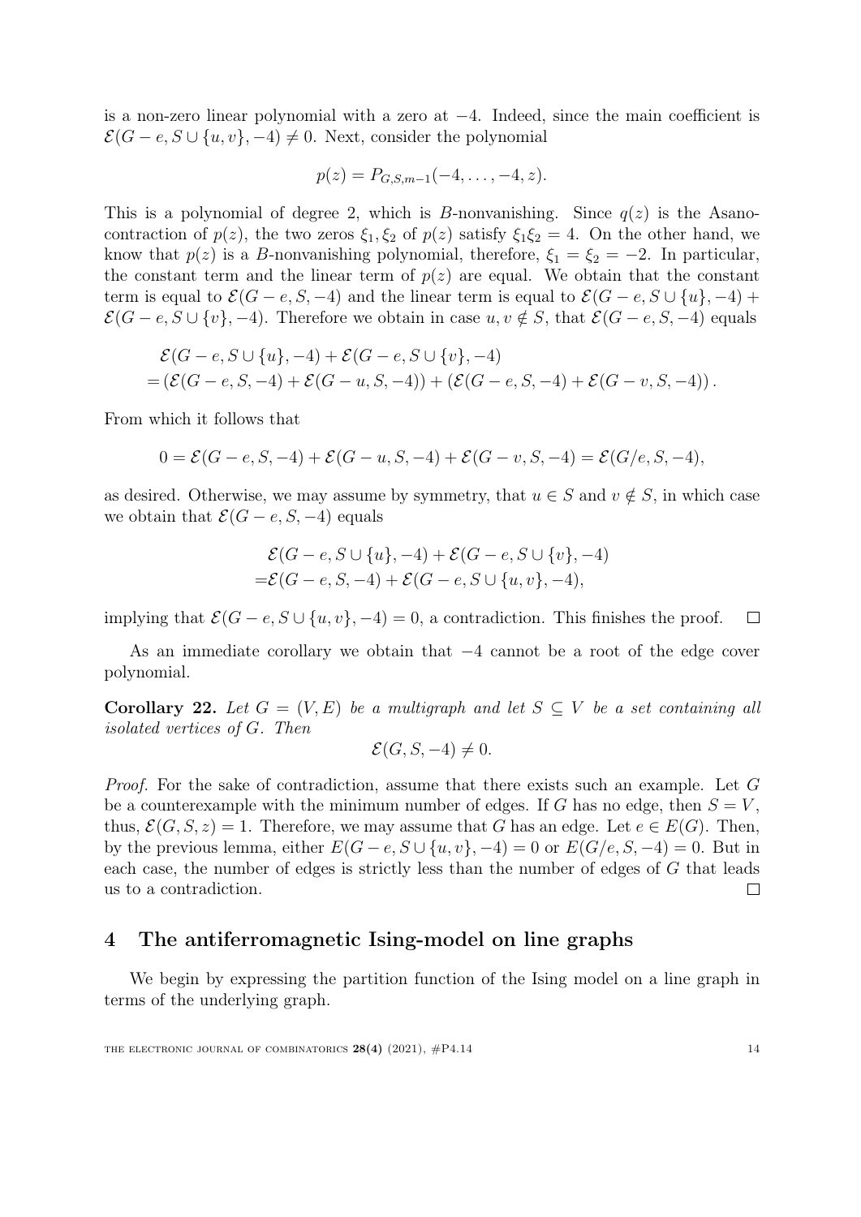is a non-zero linear polynomial with a zero at $-4$. Indeed, since the main coefficient is $\mathcal{E}(G-e, S\cup\{u,v\}, -4) \neq 0$. Next, consider the polynomial

$$p(z) = P_{G,S,m-1}(-4, \ldots, -4, z).$$

This is a polynomial of degree 2, which is $B$-nonvanishing. Since $q(z)$ is the Asano-contraction of $p(z)$, the two zeros $\xi_1, \xi_2$ of $p(z)$ satisfy $\xi_1\xi_2 = 4$. On the other hand, we know that $p(z)$ is a $B$-nonvanishing polynomial, therefore, $\xi_1 = \xi_2 = -2$. In particular, the constant term and the linear term of $p(z)$ are equal. We obtain that the constant term is equal to $\mathcal{E}(G-e, S, -4)$ and the linear term is equal to $\mathcal{E}(G-e, S\cup\{u\}, -4) + \mathcal{E}(G-e, S\cup\{v\}, -4)$. Therefore we obtain in case $u, v \notin S$, that $\mathcal{E}(G-e, S, -4)$ equals

$$\begin{aligned}
&\mathcal{E}(G-e, S\cup\{u\}, -4) + \mathcal{E}(G-e, S\cup\{v\}, -4) \\
&= (\mathcal{E}(G-e, S, -4) + \mathcal{E}(G-u, S, -4)) + (\mathcal{E}(G-e, S, -4) + \mathcal{E}(G-v, S, -4)).
\end{aligned}$$

From which it follows that

$$0 = \mathcal{E}(G-e, S, -4) + \mathcal{E}(G-u, S, -4) + \mathcal{E}(G-v, S, -4) = \mathcal{E}(G/e, S, -4),$$

as desired. Otherwise, we may assume by symmetry, that $u \in S$ and $v \notin S$, in which case we obtain that $\mathcal{E}(G-e, S, -4)$ equals

$$\begin{aligned}
&\mathcal{E}(G-e, S\cup\{u\}, -4) + \mathcal{E}(G-e, S\cup\{v\}, -4) \\
=&\mathcal{E}(G-e, S, -4) + \mathcal{E}(G-e, S\cup\{u,v\}, -4),
\end{aligned}$$

implying that $\mathcal{E}(G-e, S\cup\{u,v\}, -4) = 0$, a contradiction. This finishes the proof. $\square$

As an immediate corollary we obtain that $-4$ cannot be a root of the edge cover polynomial.

**Corollary 22.** *Let $G = (V, E)$ be a multigraph and let $S \subseteq V$ be a set containing all isolated vertices of $G$. Then*

$$\mathcal{E}(G, S, -4) \neq 0.$$

*Proof.* For the sake of contradiction, assume that there exists such an example. Let $G$ be a counterexample with the minimum number of edges. If $G$ has no edge, then $S = V$, thus, $\mathcal{E}(G, S, z) = 1$. Therefore, we may assume that $G$ has an edge. Let $e \in E(G)$. Then, by the previous lemma, either $E(G-e, S\cup\{u,v\}, -4) = 0$ or $E(G/e, S, -4) = 0$. But in each case, the number of edges is strictly less than the number of edges of $G$ that leads us to a contradiction. $\square$

## 4 The antiferromagnetic Ising-model on line graphs

We begin by expressing the partition function of the Ising model on a line graph in terms of the underlying graph.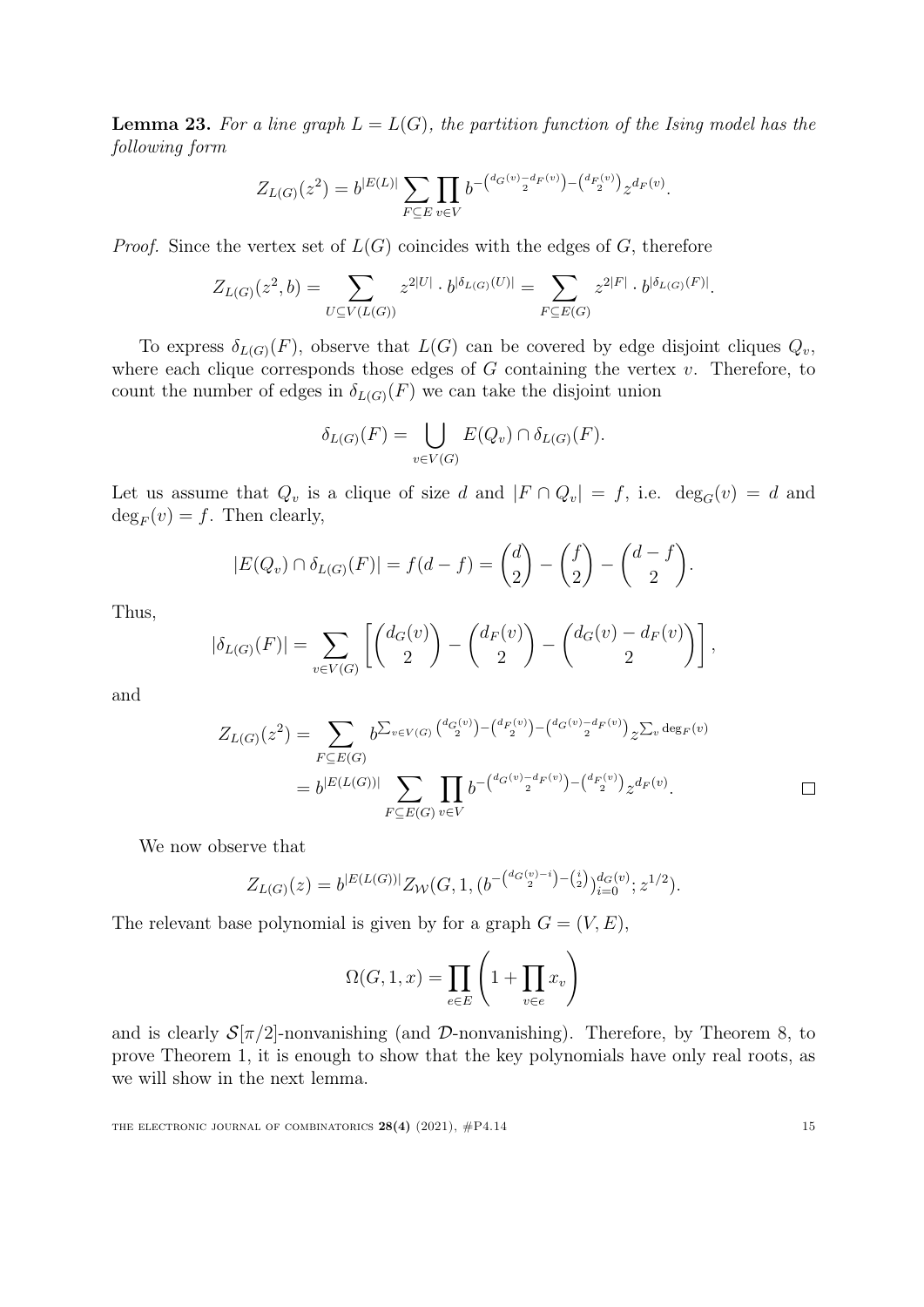**Lemma 23.** *For a line graph $L = L(G)$, the partition function of the Ising model has the following form*

$$Z_{L(G)}(z^2) = b^{|E(L)|} \sum_{F \subseteq E} \prod_{v \in V} b^{-\binom{d_G(v) - d_F(v)}{2} - \binom{d_F(v)}{2}} z^{d_F(v)}.$$

*Proof.* Since the vertex set of $L(G)$ coincides with the edges of $G$, therefore

$$Z_{L(G)}(z^2, b) = \sum_{U \subseteq V(L(G))} z^{2|U|} \cdot b^{|\delta_{L(G)}(U)|} = \sum_{F \subseteq E(G)} z^{2|F|} \cdot b^{|\delta_{L(G)}(F)|}.$$

To express $\delta_{L(G)}(F)$, observe that $L(G)$ can be covered by edge disjoint cliques $Q_v$, where each clique corresponds those edges of $G$ containing the vertex $v$. Therefore, to count the number of edges in $\delta_{L(G)}(F)$ we can take the disjoint union

$$\delta_{L(G)}(F) = \bigcup_{v \in V(G)} E(Q_v) \cap \delta_{L(G)}(F).$$

Let us assume that $Q_v$ is a clique of size $d$ and $|F \cap Q_v| = f$, i.e. $\deg_G(v) = d$ and $\deg_F(v) = f$. Then clearly,

$$|E(Q_v) \cap \delta_{L(G)}(F)| = f(d - f) = \binom{d}{2} - \binom{f}{2} - \binom{d-f}{2}.$$

Thus,

$$|\delta_{L(G)}(F)| = \sum_{v \in V(G)} \left[ \binom{d_G(v)}{2} - \binom{d_F(v)}{2} - \binom{d_G(v) - d_F(v)}{2} \right],$$

and

$$\begin{aligned}
Z_{L(G)}(z^2) &= \sum_{F \subseteq E(G)} b^{\sum_{v \in V(G)} \binom{d_G(v)}{2} - \binom{d_F(v)}{2} - \binom{d_G(v) - d_F(v)}{2}} z^{\sum_v \deg_F(v)} \\
&= b^{|E(L(G))|} \sum_{F \subseteq E(G)} \prod_{v \in V} b^{-\binom{d_G(v) - d_F(v)}{2} - \binom{d_F(v)}{2}} z^{d_F(v)}.
\end{aligned}$$

$\square$

We now observe that

$$Z_{L(G)}(z) = b^{|E(L(G))|} Z_{\mathcal{W}}(G, 1, (b^{-\binom{d_G(v) - i}{2} - \binom{i}{2}})_{i=0}^{d_G(v)}; z^{1/2}).$$

The relevant base polynomial is given by for a graph $G = (V, E)$,

$$\Omega(G, 1, x) = \prod_{e \in E} \left( 1 + \prod_{v \in e} x_v \right)$$

and is clearly $\mathcal{S}[\pi/2]$-nonvanishing (and $\mathcal{D}$-nonvanishing). Therefore, by Theorem 8, to prove Theorem 1, it is enough to show that the key polynomials have only real roots, as we will show in the next lemma.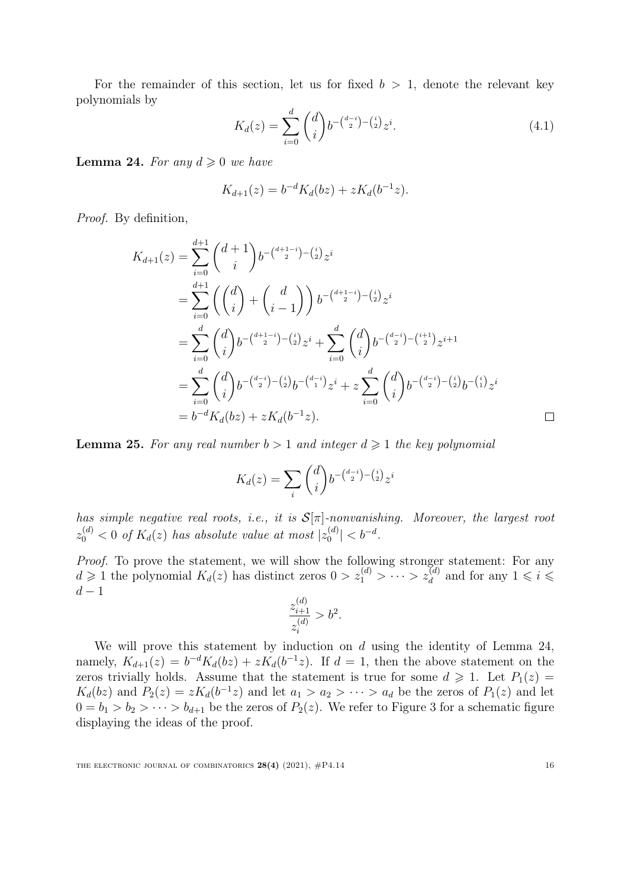For the remainder of this section, let us for fixed $b > 1$, denote the relevant key polynomials by

$$K_d(z) = \sum_{i=0}^{d} \binom{d}{i} b^{-\binom{d-i}{2}-\binom{i}{2}} z^i. \tag{4.1}$$

**Lemma 24.** *For any $d \geqslant 0$ we have*

$$K_{d+1}(z) = b^{-d} K_d(bz) + z K_d(b^{-1}z).$$

*Proof.* By definition,

$$\begin{aligned}
K_{d+1}(z) &= \sum_{i=0}^{d+1} \binom{d+1}{i} b^{-\binom{d+1-i}{2}-\binom{i}{2}} z^i \\
&= \sum_{i=0}^{d+1} \left( \binom{d}{i} + \binom{d}{i-1} \right) b^{-\binom{d+1-i}{2}-\binom{i}{2}} z^i \\
&= \sum_{i=0}^{d} \binom{d}{i} b^{-\binom{d+1-i}{2}-\binom{i}{2}} z^i + \sum_{i=0}^{d} \binom{d}{i} b^{-\binom{d-i}{2}-\binom{i+1}{2}} z^{i+1} \\
&= \sum_{i=0}^{d} \binom{d}{i} b^{-\binom{d-i}{2}-\binom{i}{2}} b^{-\binom{d-i}{1}} z^i + z \sum_{i=0}^{d} \binom{d}{i} b^{-\binom{d-i}{2}-\binom{i}{2}} b^{-\binom{i}{1}} z^i \\
&= b^{-d} K_d(bz) + z K_d(b^{-1}z).
\end{aligned}$$

$\square$

**Lemma 25.** *For any real number $b > 1$ and integer $d \geqslant 1$ the key polynomial*

$$K_d(z) = \sum_{i} \binom{d}{i} b^{-\binom{d-i}{2}-\binom{i}{2}} z^i$$

*has simple negative real roots, i.e., it is $\mathcal{S}[\pi]$-nonvanishing. Moreover, the largest root $z_0^{(d)} < 0$ of $K_d(z)$ has absolute value at most $|z_0^{(d)}| < b^{-d}$.*

*Proof.* To prove the statement, we will show the following stronger statement: For any $d \geqslant 1$ the polynomial $K_d(z)$ has distinct zeros $0 > z_1^{(d)} > \cdots > z_d^{(d)}$ and for any $1 \leqslant i \leqslant d-1$

$$\frac{z_{i+1}^{(d)}}{z_i^{(d)}} > b^2.$$

We will prove this statement by induction on $d$ using the identity of Lemma 24, namely, $K_{d+1}(z) = b^{-d} K_d(bz) + z K_d(b^{-1}z)$. If $d = 1$, then the above statement on the zeros trivially holds. Assume that the statement is true for some $d \geqslant 1$. Let $P_1(z) = K_d(bz)$ and $P_2(z) = z K_d(b^{-1}z)$ and let $a_1 > a_2 > \cdots > a_d$ be the zeros of $P_1(z)$ and let $0 = b_1 > b_2 > \cdots > b_{d+1}$ be the zeros of $P_2(z)$. We refer to Figure 3 for a schematic figure displaying the ideas of the proof.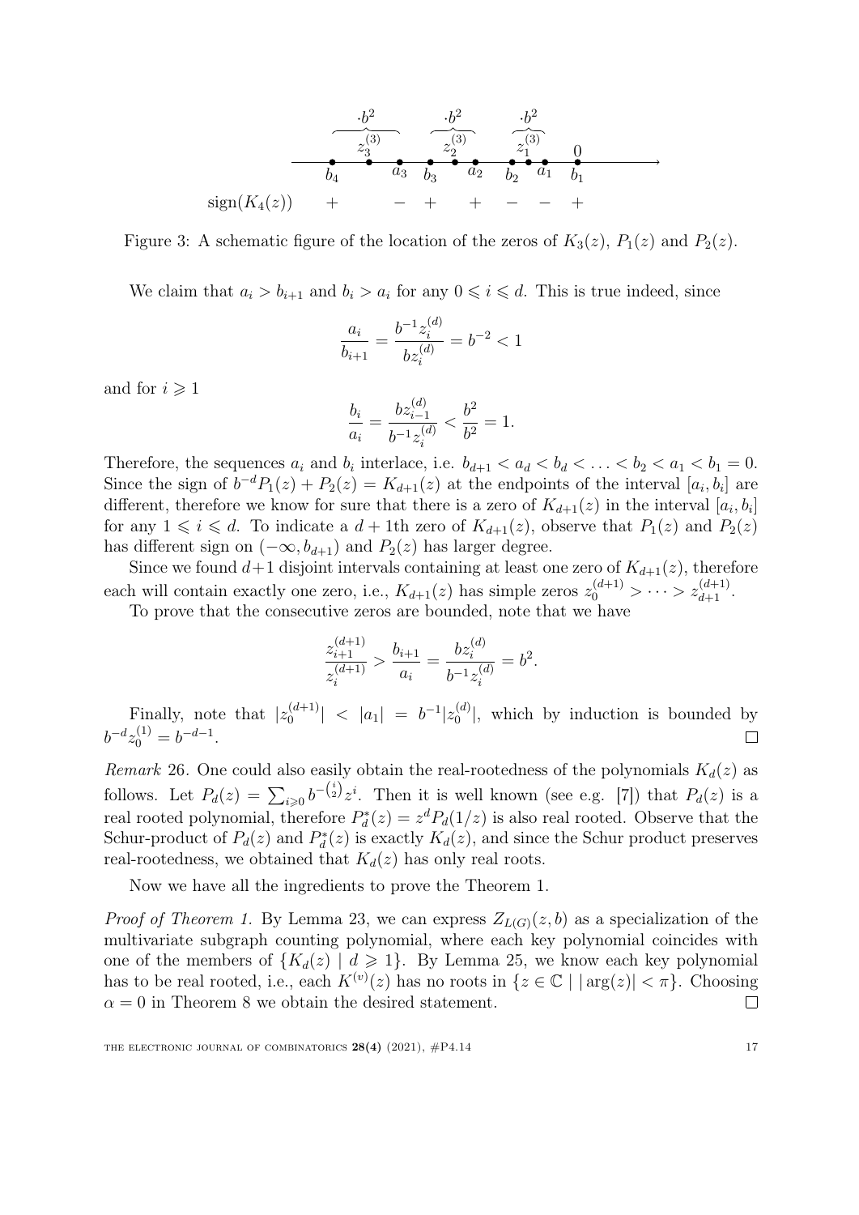Figure 3: A schematic figure of the location of the zeros of $K_3(z)$, $P_1(z)$ and $P_2(z)$.

We claim that $a_i > b_{i+1}$ and $b_i > a_i$ for any $0 \leqslant i \leqslant d$. This is true indeed, since

$$\frac{a_i}{b_{i+1}} = \frac{b^{-1} z_i^{(d)}}{b z_i^{(d)}} = b^{-2} < 1$$

and for $i \geqslant 1$

$$\frac{b_i}{a_i} = \frac{b z_{i-1}^{(d)}}{b^{-1} z_i^{(d)}} < \frac{b^2}{b^2} = 1.$$

Therefore, the sequences $a_i$ and $b_i$ interlace, i.e. $b_{d+1} < a_d < b_d < \ldots < b_2 < a_1 < b_1 = 0$. Since the sign of $b^{-d} P_1(z) + P_2(z) = K_{d+1}(z)$ at the endpoints of the interval $[a_i, b_i]$ are different, therefore we know for sure that there is a zero of $K_{d+1}(z)$ in the interval $[a_i, b_i]$ for any $1 \leqslant i \leqslant d$. To indicate a $d+1$th zero of $K_{d+1}(z)$, observe that $P_1(z)$ and $P_2(z)$ has different sign on $(-\infty, b_{d+1})$ and $P_2(z)$ has larger degree.

Since we found $d+1$ disjoint intervals containing at least one zero of $K_{d+1}(z)$, therefore each will contain exactly one zero, i.e., $K_{d+1}(z)$ has simple zeros $z_0^{(d+1)} > \cdots > z_{d+1}^{(d+1)}$.

To prove that the consecutive zeros are bounded, note that we have

$$\frac{z_{i+1}^{(d+1)}}{z_i^{(d+1)}} > \frac{b_{i+1}}{a_i} = \frac{b z_i^{(d)}}{b^{-1} z_i^{(d)}} = b^2.$$

Finally, note that $|z_0^{(d+1)}| < |a_1| = b^{-1} |z_0^{(d)}|$, which by induction is bounded by $b^{-d} z_0^{(1)} = b^{-d-1}$. $\square$

*Remark* 26. One could also easily obtain the real-rootedness of the polynomials $K_d(z)$ as follows. Let $P_d(z) = \sum_{i \geqslant 0} b^{-\binom{i}{2}} z^i$. Then it is well known (see e.g. [7]) that $P_d(z)$ is a real rooted polynomial, therefore $P_d^*(z) = z^d P_d(1/z)$ is also real rooted. Observe that the Schur-product of $P_d(z)$ and $P_d^*(z)$ is exactly $K_d(z)$, and since the Schur product preserves real-rootedness, we obtained that $K_d(z)$ has only real roots.

Now we have all the ingredients to prove the Theorem 1.

*Proof of Theorem 1.* By Lemma 23, we can express $Z_{L(G)}(z, b)$ as a specialization of the multivariate subgraph counting polynomial, where each key polynomial coincides with one of the members of $\{K_d(z) \mid d \geqslant 1\}$. By Lemma 25, we know each key polynomial has to be real rooted, i.e., each $K^{(v)}(z)$ has no roots in $\{z \in \mathbb{C} \mid |\arg(z)| < \pi\}$. Choosing $\alpha = 0$ in Theorem 8 we obtain the desired statement. $\square$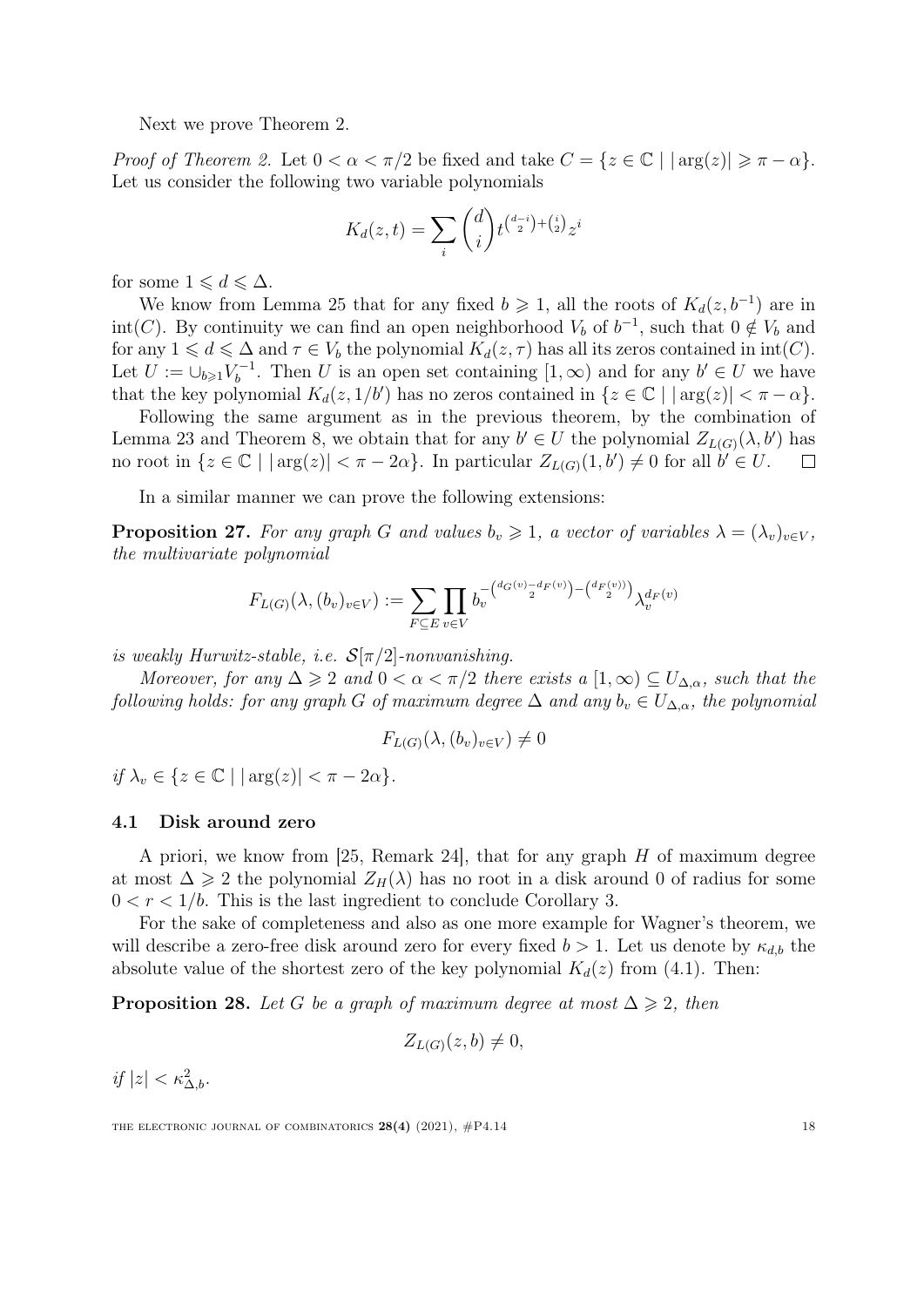Next we prove Theorem 2.

*Proof of Theorem 2.* Let $0 < \alpha < \pi/2$ be fixed and take $C = \{z \in \mathbb{C} \mid |\arg(z)| \geqslant \pi - \alpha\}$. Let us consider the following two variable polynomials

$$K_d(z,t) = \sum_i \binom{d}{i} t^{\binom{d-i}{2}+\binom{i}{2}} z^i$$

for some $1 \leqslant d \leqslant \Delta$.

We know from Lemma 25 that for any fixed $b \geqslant 1$, all the roots of $K_d(z, b^{-1})$ are in $\mathrm{int}(C)$. By continuity we can find an open neighborhood $V_b$ of $b^{-1}$, such that $0 \notin V_b$ and for any $1 \leqslant d \leqslant \Delta$ and $\tau \in V_b$ the polynomial $K_d(z,\tau)$ has all its zeros contained in $\mathrm{int}(C)$. Let $U := \cup_{b \geqslant 1} V_b^{-1}$. Then $U$ is an open set containing $[1,\infty)$ and for any $b' \in U$ we have that the key polynomial $K_d(z, 1/b')$ has no zeros contained in $\{z \in \mathbb{C} \mid |\arg(z)| < \pi - \alpha\}$.

Following the same argument as in the previous theorem, by the combination of Lemma 23 and Theorem 8, we obtain that for any $b' \in U$ the polynomial $Z_{L(G)}(\lambda, b')$ has no root in $\{z \in \mathbb{C} \mid |\arg(z)| < \pi - 2\alpha\}$. In particular $Z_{L(G)}(1, b') \neq 0$ for all $b' \in U$. $\square$

In a similar manner we can prove the following extensions:

**Proposition 27.** *For any graph $G$ and values $b_v \geqslant 1$, a vector of variables $\lambda = (\lambda_v)_{v \in V}$, the multivariate polynomial*

$$F_{L(G)}(\lambda, (b_v)_{v\in V}) := \sum_{F \subseteq E} \prod_{v \in V} b_v^{-\binom{d_G(v)-d_F(v)}{2}-\binom{d_F(v)}{2}} \lambda_v^{d_F(v)}$$

*is weakly Hurwitz-stable, i.e. $\mathcal{S}[\pi/2]$-nonvanishing.*

*Moreover, for any $\Delta \geqslant 2$ and $0 < \alpha < \pi/2$ there exists a $[1,\infty) \subseteq U_{\Delta,\alpha}$, such that the following holds: for any graph $G$ of maximum degree $\Delta$ and any $b_v \in U_{\Delta,\alpha}$, the polynomial*

$$F_{L(G)}(\lambda, (b_v)_{v\in V}) \neq 0$$

*if $\lambda_v \in \{z \in \mathbb{C} \mid |\arg(z)| < \pi - 2\alpha\}$.*

### 4.1 Disk around zero

A priori, we know from [25, Remark 24], that for any graph $H$ of maximum degree at most $\Delta \geqslant 2$ the polynomial $Z_H(\lambda)$ has no root in a disk around 0 of radius for some $0 < r < 1/b$. This is the last ingredient to conclude Corollary 3.

For the sake of completeness and also as one more example for Wagner's theorem, we will describe a zero-free disk around zero for every fixed $b > 1$. Let us denote by $\kappa_{d,b}$ the absolute value of the shortest zero of the key polynomial $K_d(z)$ from (4.1). Then:

**Proposition 28.** *Let $G$ be a graph of maximum degree at most $\Delta \geqslant 2$, then*

$$Z_{L(G)}(z,b) \neq 0,$$

*if $|z| < \kappa^2_{\Delta,b}$.*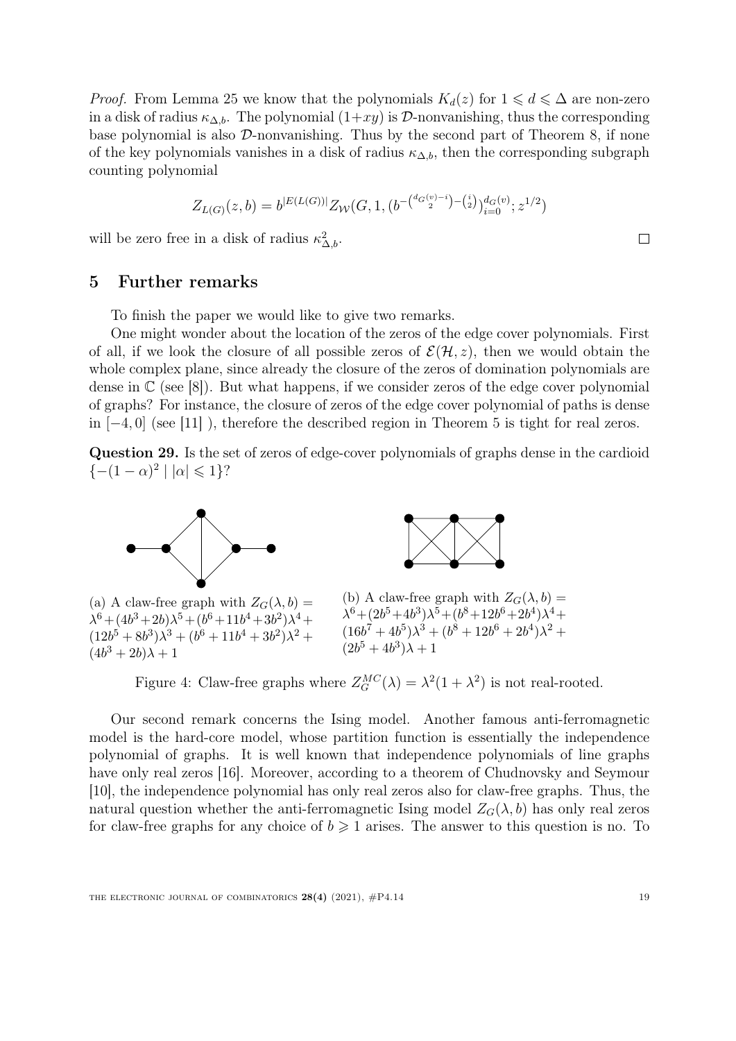*Proof.* From Lemma 25 we know that the polynomials $K_d(z)$ for $1 \leqslant d \leqslant \Delta$ are non-zero in a disk of radius $\kappa_{\Delta,b}$. The polynomial $(1+xy)$ is $\mathcal{D}$-nonvanishing, thus the corresponding base polynomial is also $\mathcal{D}$-nonvanishing. Thus by the second part of Theorem 8, if none of the key polynomials vanishes in a disk of radius $\kappa_{\Delta,b}$, then the corresponding subgraph counting polynomial

$$Z_{L(G)}(z,b) = b^{|E(L(G))|} Z_{\mathcal{W}}(G, 1, (b^{-\binom{d_G(v)-i}{2} - \binom{i}{2}})_{i=0}^{d_G(v)}; z^{1/2})$$

will be zero free in a disk of radius $\kappa_{\Delta,b}^2$. □

## 5 Further remarks

To finish the paper we would like to give two remarks.

One might wonder about the location of the zeros of the edge cover polynomials. First of all, if we look the closure of all possible zeros of $\mathcal{E}(\mathcal{H}, z)$, then we would obtain the whole complex plane, since already the closure of the zeros of domination polynomials are dense in $\mathbb{C}$ (see [8]). But what happens, if we consider zeros of the edge cover polynomial of graphs? For instance, the closure of zeros of the edge cover polynomial of paths is dense in $[-4, 0]$ (see [11] ), therefore the described region in Theorem 5 is tight for real zeros.

**Question 29.** Is the set of zeros of edge-cover polynomials of graphs dense in the cardioid $\{-(1-\alpha)^2 \mid |\alpha| \leqslant 1\}$?

(a) A claw-free graph with $Z_G(\lambda, b) = \lambda^6 + (4b^3+2b)\lambda^5 + (b^6+11b^4+3b^2)\lambda^4 + (12b^5+8b^3)\lambda^3 + (b^6+11b^4+3b^2)\lambda^2 + (4b^3+2b)\lambda + 1$

(b) A claw-free graph with $Z_G(\lambda, b) = \lambda^6 + (2b^5+4b^3)\lambda^5 + (b^8+12b^6+2b^4)\lambda^4 + (16b^7+4b^5)\lambda^3 + (b^8+12b^6+2b^4)\lambda^2 + (2b^5+4b^3)\lambda + 1$

Figure 4: Claw-free graphs where $Z_G^{MC}(\lambda) = \lambda^2(1+\lambda^2)$ is not real-rooted.

Our second remark concerns the Ising model. Another famous anti-ferromagnetic model is the hard-core model, whose partition function is essentially the independence polynomial of graphs. It is well known that independence polynomials of line graphs have only real zeros [16]. Moreover, according to a theorem of Chudnovsky and Seymour [10], the independence polynomial has only real zeros also for claw-free graphs. Thus, the natural question whether the anti-ferromagnetic Ising model $Z_G(\lambda, b)$ has only real zeros for claw-free graphs for any choice of $b \geqslant 1$ arises. The answer to this question is no. To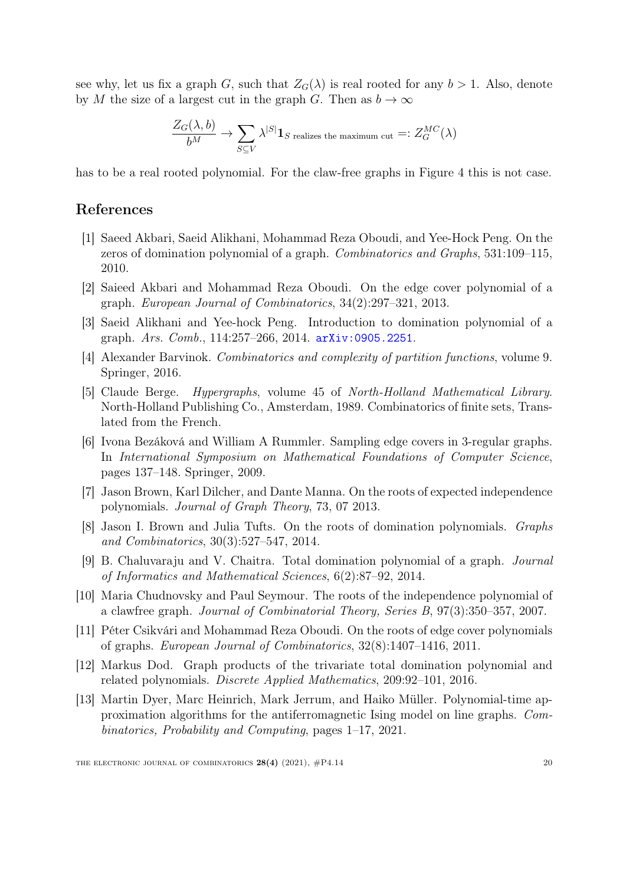see why, let us fix a graph $G$, such that $Z_G(\lambda)$ is real rooted for any $b > 1$. Also, denote by $M$ the size of a largest cut in the graph $G$. Then as $b \to \infty$

$$\frac{Z_G(\lambda, b)}{b^M} \to \sum_{S \subseteq V} \lambda^{|S|} \mathbf{1}_{S \text{ realizes the maximum cut}} =: Z_G^{MC}(\lambda)$$

has to be a real rooted polynomial. For the claw-free graphs in Figure 4 this is not case.

## References

[1] Saeed Akbari, Saeid Alikhani, Mohammad Reza Oboudi, and Yee-Hock Peng. On the zeros of domination polynomial of a graph. *Combinatorics and Graphs*, 531:109–115, 2010.

[2] Saieed Akbari and Mohammad Reza Oboudi. On the edge cover polynomial of a graph. *European Journal of Combinatorics*, 34(2):297–321, 2013.

[3] Saeid Alikhani and Yee-hock Peng. Introduction to domination polynomial of a graph. *Ars. Comb.*, 114:257–266, 2014. arXiv:0905.2251.

[4] Alexander Barvinok. *Combinatorics and complexity of partition functions*, volume 9. Springer, 2016.

[5] Claude Berge. *Hypergraphs*, volume 45 of *North-Holland Mathematical Library*. North-Holland Publishing Co., Amsterdam, 1989. Combinatorics of finite sets, Translated from the French.

[6] Ivona Bezáková and William A Rummler. Sampling edge covers in 3-regular graphs. In *International Symposium on Mathematical Foundations of Computer Science*, pages 137–148. Springer, 2009.

[7] Jason Brown, Karl Dilcher, and Dante Manna. On the roots of expected independence polynomials. *Journal of Graph Theory*, 73, 07 2013.

[8] Jason I. Brown and Julia Tufts. On the roots of domination polynomials. *Graphs and Combinatorics*, 30(3):527–547, 2014.

[9] B. Chaluvaraju and V. Chaitra. Total domination polynomial of a graph. *Journal of Informatics and Mathematical Sciences*, 6(2):87–92, 2014.

[10] Maria Chudnovsky and Paul Seymour. The roots of the independence polynomial of a clawfree graph. *Journal of Combinatorial Theory, Series B*, 97(3):350–357, 2007.

[11] Péter Csikvári and Mohammad Reza Oboudi. On the roots of edge cover polynomials of graphs. *European Journal of Combinatorics*, 32(8):1407–1416, 2011.

[12] Markus Dod. Graph products of the trivariate total domination polynomial and related polynomials. *Discrete Applied Mathematics*, 209:92–101, 2016.

[13] Martin Dyer, Marc Heinrich, Mark Jerrum, and Haiko Müller. Polynomial-time approximation algorithms for the antiferromagnetic Ising model on line graphs. *Combinatorics, Probability and Computing*, pages 1–17, 2021.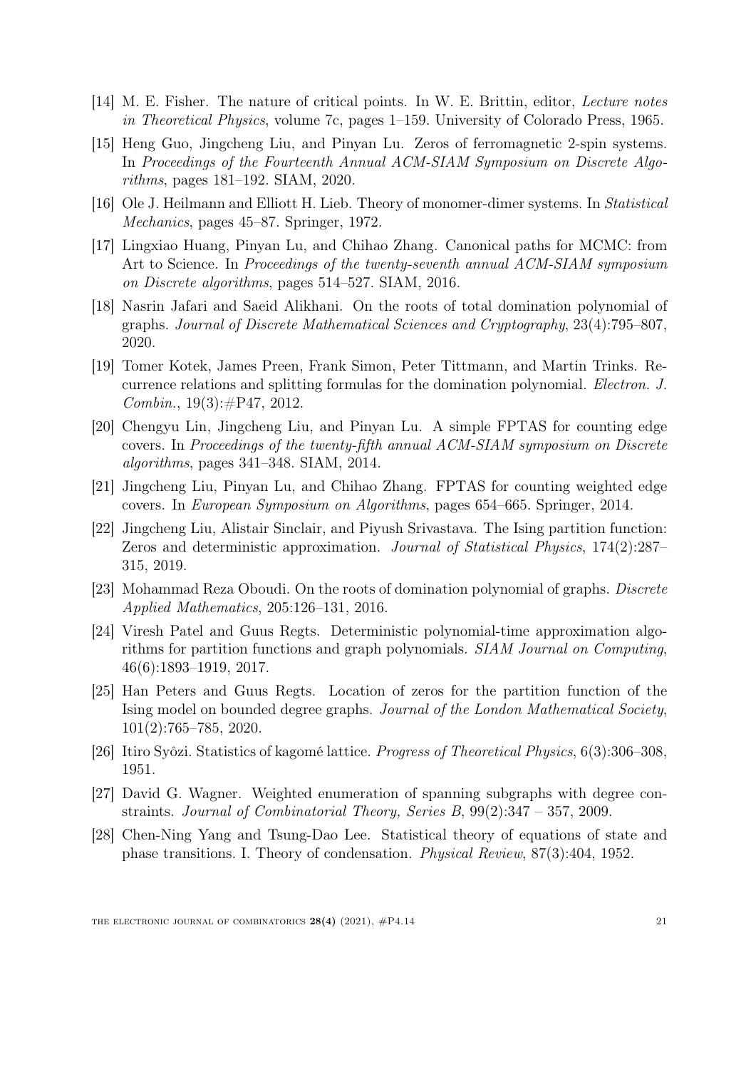[14] M. E. Fisher. The nature of critical points. In W. E. Brittin, editor, *Lecture notes in Theoretical Physics*, volume 7c, pages 1–159. University of Colorado Press, 1965.

[15] Heng Guo, Jingcheng Liu, and Pinyan Lu. Zeros of ferromagnetic 2-spin systems. In *Proceedings of the Fourteenth Annual ACM-SIAM Symposium on Discrete Algorithms*, pages 181–192. SIAM, 2020.

[16] Ole J. Heilmann and Elliott H. Lieb. Theory of monomer-dimer systems. In *Statistical Mechanics*, pages 45–87. Springer, 1972.

[17] Lingxiao Huang, Pinyan Lu, and Chihao Zhang. Canonical paths for MCMC: from Art to Science. In *Proceedings of the twenty-seventh annual ACM-SIAM symposium on Discrete algorithms*, pages 514–527. SIAM, 2016.

[18] Nasrin Jafari and Saeid Alikhani. On the roots of total domination polynomial of graphs. *Journal of Discrete Mathematical Sciences and Cryptography*, 23(4):795–807, 2020.

[19] Tomer Kotek, James Preen, Frank Simon, Peter Tittmann, and Martin Trinks. Recurrence relations and splitting formulas for the domination polynomial. *Electron. J. Combin.*, 19(3):#P47, 2012.

[20] Chengyu Lin, Jingcheng Liu, and Pinyan Lu. A simple FPTAS for counting edge covers. In *Proceedings of the twenty-fifth annual ACM-SIAM symposium on Discrete algorithms*, pages 341–348. SIAM, 2014.

[21] Jingcheng Liu, Pinyan Lu, and Chihao Zhang. FPTAS for counting weighted edge covers. In *European Symposium on Algorithms*, pages 654–665. Springer, 2014.

[22] Jingcheng Liu, Alistair Sinclair, and Piyush Srivastava. The Ising partition function: Zeros and deterministic approximation. *Journal of Statistical Physics*, 174(2):287–315, 2019.

[23] Mohammad Reza Oboudi. On the roots of domination polynomial of graphs. *Discrete Applied Mathematics*, 205:126–131, 2016.

[24] Viresh Patel and Guus Regts. Deterministic polynomial-time approximation algorithms for partition functions and graph polynomials. *SIAM Journal on Computing*, 46(6):1893–1919, 2017.

[25] Han Peters and Guus Regts. Location of zeros for the partition function of the Ising model on bounded degree graphs. *Journal of the London Mathematical Society*, 101(2):765–785, 2020.

[26] Itiro Syôzi. Statistics of kagomé lattice. *Progress of Theoretical Physics*, 6(3):306–308, 1951.

[27] David G. Wagner. Weighted enumeration of spanning subgraphs with degree constraints. *Journal of Combinatorial Theory, Series B*, 99(2):347 – 357, 2009.

[28] Chen-Ning Yang and Tsung-Dao Lee. Statistical theory of equations of state and phase transitions. I. Theory of condensation. *Physical Review*, 87(3):404, 1952.